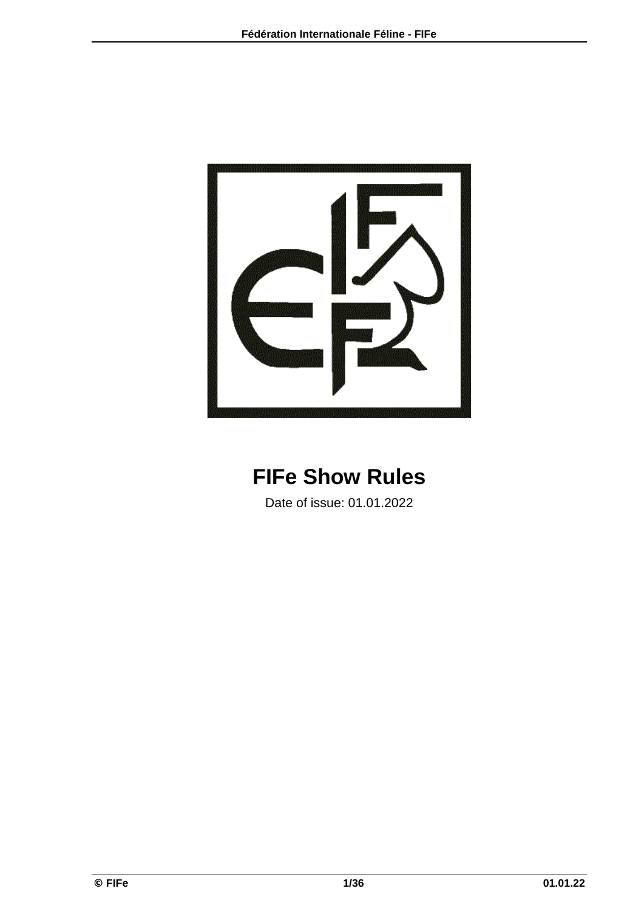# FIFe Show Rules

Date of issue: 01.01.2022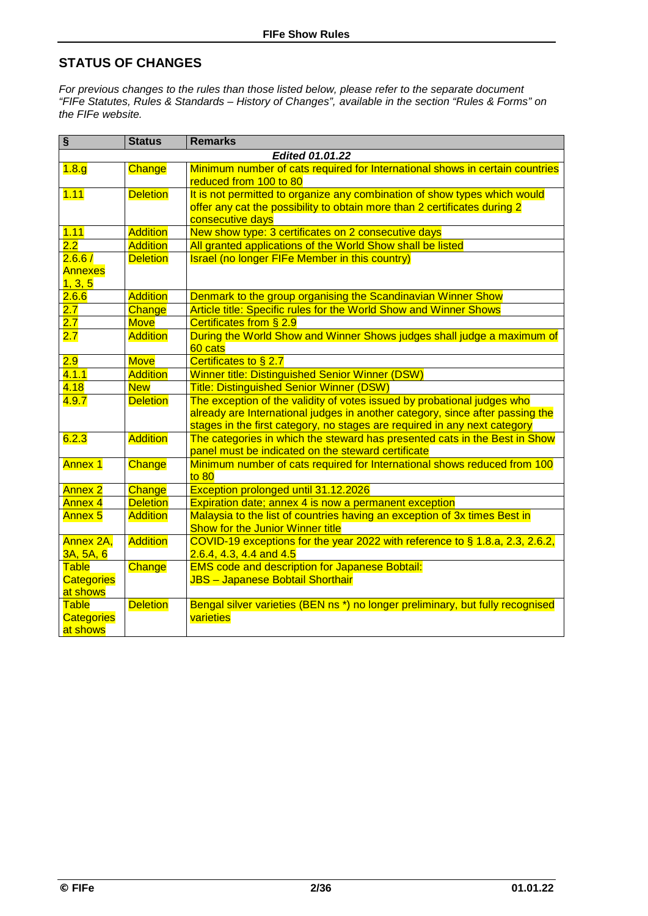## STATUS OF CHANGES

*For previous changes to the rules than those listed below, please refer to the separate document "FIFe Statutes, Rules & Standards – History of Changes", available in the section "Rules & Forms" on the FIFe website.*

| § | Status | Remarks |
|---|---|---|
| | | ***Edited 01.01.22*** |
| 1.8.g | Change | Minimum number of cats required for International shows in certain countries reduced from 100 to 80 |
| 1.11 | Deletion | It is not permitted to organize any combination of show types which would offer any cat the possibility to obtain more than 2 certificates during 2 consecutive days |
| 1.11 | Addition | New show type: 3 certificates on 2 consecutive days |
| 2.2 | Addition | All granted applications of the World Show shall be listed |
| 2.6.6 / Annexes 1, 3, 5 | Deletion | Israel (no longer FIFe Member in this country) |
| 2.6.6 | Addition | Denmark to the group organising the Scandinavian Winner Show |
| 2.7 | Change | Article title: Specific rules for the World Show and Winner Shows |
| 2.7 | Move | Certificates from § 2.9 |
| 2.7 | Addition | During the World Show and Winner Shows judges shall judge a maximum of 60 cats |
| 2.9 | Move | Certificates to § 2.7 |
| 4.1.1 | Addition | Winner title: Distinguished Senior Winner (DSW) |
| 4.18 | New | Title: Distinguished Senior Winner (DSW) |
| 4.9.7 | Deletion | The exception of the validity of votes issued by probational judges who already are International judges in another category, since after passing the stages in the first category, no stages are required in any next category |
| 6.2.3 | Addition | The categories in which the steward has presented cats in the Best in Show panel must be indicated on the steward certificate |
| Annex 1 | Change | Minimum number of cats required for International shows reduced from 100 to 80 |
| Annex 2 | Change | Exception prolonged until 31.12.2026 |
| Annex 4 | Deletion | Expiration date; annex 4 is now a permanent exception |
| Annex 5 | Addition | Malaysia to the list of countries having an exception of 3x times Best in Show for the Junior Winner title |
| Annex 2A, 3A, 5A, 6 | Addition | COVID-19 exceptions for the year 2022 with reference to § 1.8.a, 2.3, 2.6.2, 2.6.4, 4.3, 4.4 and 4.5 |
| Table Categories at shows | Change | EMS code and description for Japanese Bobtail:<br>JBS – Japanese Bobtail Shorthair |
| Table Categories at shows | Deletion | Bengal silver varieties (BEN ns *) no longer preliminary, but fully recognised varieties |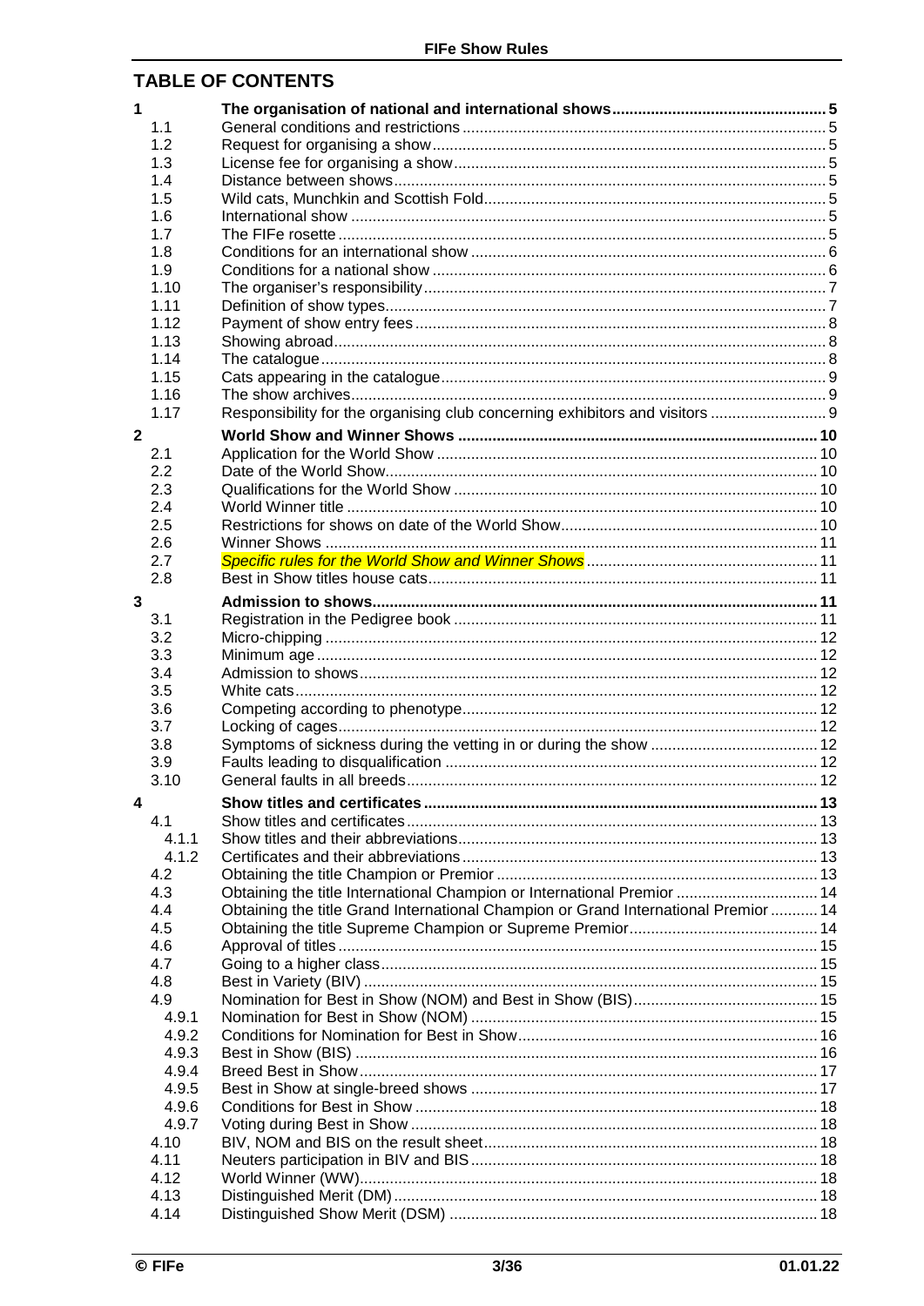## TABLE OF CONTENTS

| | | |
|---|---|---|
| **1** | **The organisation of national and international shows** | **5** |
| 1.1 | General conditions and restrictions | 5 |
| 1.2 | Request for organising a show | 5 |
| 1.3 | License fee for organising a show | 5 |
| 1.4 | Distance between shows | 5 |
| 1.5 | Wild cats, Munchkin and Scottish Fold | 5 |
| 1.6 | International show | 5 |
| 1.7 | The FIFe rosette | 5 |
| 1.8 | Conditions for an international show | 6 |
| 1.9 | Conditions for a national show | 6 |
| 1.10 | The organiser's responsibility | 7 |
| 1.11 | Definition of show types | 7 |
| 1.12 | Payment of show entry fees | 8 |
| 1.13 | Showing abroad | 8 |
| 1.14 | The catalogue | 8 |
| 1.15 | Cats appearing in the catalogue | 9 |
| 1.16 | The show archives | 9 |
| 1.17 | Responsibility for the organising club concerning exhibitors and visitors | 9 |
| **2** | **World Show and Winner Shows** | **10** |
| 2.1 | Application for the World Show | 10 |
| 2.2 | Date of the World Show | 10 |
| 2.3 | Qualifications for the World Show | 10 |
| 2.4 | World Winner title | 10 |
| 2.5 | Restrictions for shows on date of the World Show | 10 |
| 2.6 | Winner Shows | 11 |
| 2.7 | *Specific rules for the World Show and Winner Shows* | 11 |
| 2.8 | Best in Show titles house cats | 11 |
| **3** | **Admission to shows** | **11** |
| 3.1 | Registration in the Pedigree book | 11 |
| 3.2 | Micro-chipping | 12 |
| 3.3 | Minimum age | 12 |
| 3.4 | Admission to shows | 12 |
| 3.5 | White cats | 12 |
| 3.6 | Competing according to phenotype | 12 |
| 3.7 | Locking of cages | 12 |
| 3.8 | Symptoms of sickness during the vetting in or during the show | 12 |
| 3.9 | Faults leading to disqualification | 12 |
| 3.10 | General faults in all breeds | 12 |
| **4** | **Show titles and certificates** | **13** |
| 4.1 | Show titles and certificates | 13 |
| 4.1.1 | Show titles and their abbreviations | 13 |
| 4.1.2 | Certificates and their abbreviations | 13 |
| 4.2 | Obtaining the title Champion or Premior | 13 |
| 4.3 | Obtaining the title International Champion or International Premior | 14 |
| 4.4 | Obtaining the title Grand International Champion or Grand International Premior | 14 |
| 4.5 | Obtaining the title Supreme Champion or Supreme Premior | 14 |
| 4.6 | Approval of titles | 15 |
| 4.7 | Going to a higher class | 15 |
| 4.8 | Best in Variety (BIV) | 15 |
| 4.9 | Nomination for Best in Show (NOM) and Best in Show (BIS) | 15 |
| 4.9.1 | Nomination for Best in Show (NOM) | 15 |
| 4.9.2 | Conditions for Nomination for Best in Show | 16 |
| 4.9.3 | Best in Show (BIS) | 16 |
| 4.9.4 | Breed Best in Show | 17 |
| 4.9.5 | Best in Show at single-breed shows | 17 |
| 4.9.6 | Conditions for Best in Show | 18 |
| 4.9.7 | Voting during Best in Show | 18 |
| 4.10 | BIV, NOM and BIS on the result sheet | 18 |
| 4.11 | Neuters participation in BIV and BIS | 18 |
| 4.12 | World Winner (WW) | 18 |
| 4.13 | Distinguished Merit (DM) | 18 |
| 4.14 | Distinguished Show Merit (DSM) | 18 |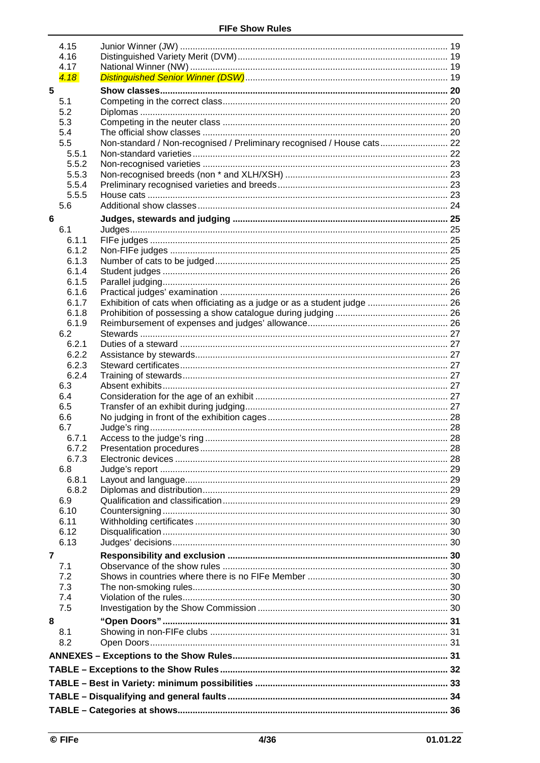| | | |
|---|---|---|
| 4.15 | Junior Winner (JW) | 19 |
| 4.16 | Distinguished Variety Merit (DVM) | 19 |
| 4.17 | National Winner (NW) | 19 |
| *4.18* | *Distinguished Senior Winner (DSW)* | 19 |
| **5** | **Show classes** | **20** |
| 5.1 | Competing in the correct class | 20 |
| 5.2 | Diplomas | 20 |
| 5.3 | Competing in the neuter class | 20 |
| 5.4 | The official show classes | 20 |
| 5.5 | Non-standard / Non-recognised / Preliminary recognised / House cats | 22 |
| 5.5.1 | Non-standard varieties | 22 |
| 5.5.2 | Non-recognised varieties | 23 |
| 5.5.3 | Non-recognised breeds (non * and XLH/XSH) | 23 |
| 5.5.4 | Preliminary recognised varieties and breeds | 23 |
| 5.5.5 | House cats | 23 |
| 5.6 | Additional show classes | 24 |
| **6** | **Judges, stewards and judging** | **25** |
| 6.1 | Judges | 25 |
| 6.1.1 | FIFe judges | 25 |
| 6.1.2 | Non-FIFe judges | 25 |
| 6.1.3 | Number of cats to be judged | 25 |
| 6.1.4 | Student judges | 26 |
| 6.1.5 | Parallel judging | 26 |
| 6.1.6 | Practical judges' examination | 26 |
| 6.1.7 | Exhibition of cats when officiating as a judge or as a student judge | 26 |
| 6.1.8 | Prohibition of possessing a show catalogue during judging | 26 |
| 6.1.9 | Reimbursement of expenses and judges' allowance | 26 |
| 6.2 | Stewards | 27 |
| 6.2.1 | Duties of a steward | 27 |
| 6.2.2 | Assistance by stewards | 27 |
| 6.2.3 | Steward certificates | 27 |
| 6.2.4 | Training of stewards | 27 |
| 6.3 | Absent exhibits | 27 |
| 6.4 | Consideration for the age of an exhibit | 27 |
| 6.5 | Transfer of an exhibit during judging | 27 |
| 6.6 | No judging in front of the exhibition cages | 28 |
| 6.7 | Judge's ring | 28 |
| 6.7.1 | Access to the judge's ring | 28 |
| 6.7.2 | Presentation procedures | 28 |
| 6.7.3 | Electronic devices | 28 |
| 6.8 | Judge's report | 29 |
| 6.8.1 | Layout and language | 29 |
| 6.8.2 | Diplomas and distribution | 29 |
| 6.9 | Qualification and classification | 29 |
| 6.10 | Countersigning | 30 |
| 6.11 | Withholding certificates | 30 |
| 6.12 | Disqualification | 30 |
| 6.13 | Judges' decisions | 30 |
| **7** | **Responsibility and exclusion** | **30** |
| 7.1 | Observance of the show rules | 30 |
| 7.2 | Shows in countries where there is no FIFe Member | 30 |
| 7.3 | The non-smoking rules | 30 |
| 7.4 | Violation of the rules | 30 |
| 7.5 | Investigation by the Show Commission | 30 |
| **8** | **"Open Doors"** | **31** |
| 8.1 | Showing in non-FIFe clubs | 31 |
| 8.2 | Open Doors | 31 |
| | **ANNEXES – Exceptions to the Show Rules** | **31** |
| | **TABLE – Exceptions to the Show Rules** | **32** |
| | **TABLE – Best in Variety: minimum possibilities** | **33** |
| | **TABLE – Disqualifying and general faults** | **34** |
| | **TABLE – Categories at shows** | **36** |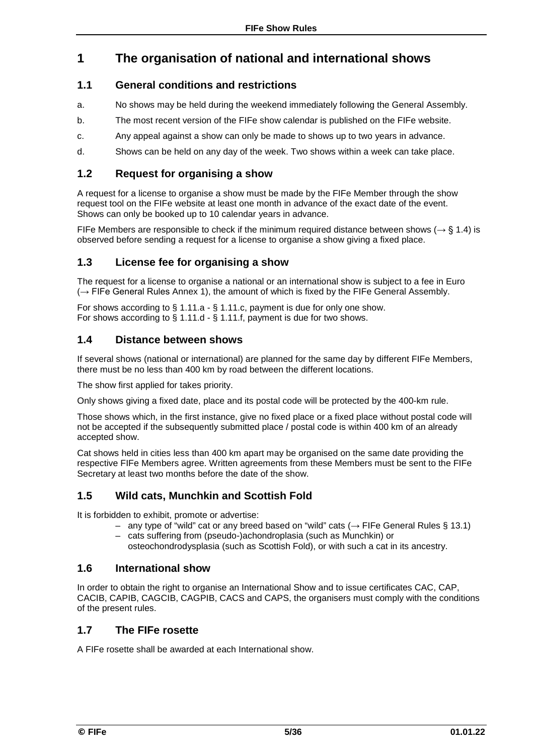# 1 The organisation of national and international shows

## 1.1 General conditions and restrictions

a. No shows may be held during the weekend immediately following the General Assembly.

b. The most recent version of the FIFe show calendar is published on the FIFe website.

c. Any appeal against a show can only be made to shows up to two years in advance.

d. Shows can be held on any day of the week. Two shows within a week can take place.

## 1.2 Request for organising a show

A request for a license to organise a show must be made by the FIFe Member through the show request tool on the FIFe website at least one month in advance of the exact date of the event. Shows can only be booked up to 10 calendar years in advance.

FIFe Members are responsible to check if the minimum required distance between shows (→ § 1.4) is observed before sending a request for a license to organise a show giving a fixed place.

## 1.3 License fee for organising a show

The request for a license to organise a national or an international show is subject to a fee in Euro (→ FIFe General Rules Annex 1), the amount of which is fixed by the FIFe General Assembly.

For shows according to § 1.11.a - § 1.11.c, payment is due for only one show.
For shows according to § 1.11.d - § 1.11.f, payment is due for two shows.

## 1.4 Distance between shows

If several shows (national or international) are planned for the same day by different FIFe Members, there must be no less than 400 km by road between the different locations.

The show first applied for takes priority.

Only shows giving a fixed date, place and its postal code will be protected by the 400-km rule.

Those shows which, in the first instance, give no fixed place or a fixed place without postal code will not be accepted if the subsequently submitted place / postal code is within 400 km of an already accepted show.

Cat shows held in cities less than 400 km apart may be organised on the same date providing the respective FIFe Members agree. Written agreements from these Members must be sent to the FIFe Secretary at least two months before the date of the show.

## 1.5 Wild cats, Munchkin and Scottish Fold

It is forbidden to exhibit, promote or advertise:

- any type of "wild" cat or any breed based on "wild" cats (→ FIFe General Rules § 13.1)
- cats suffering from (pseudo-)achondroplasia (such as Munchkin) or osteochondrodysplasia (such as Scottish Fold), or with such a cat in its ancestry.

## 1.6 International show

In order to obtain the right to organise an International Show and to issue certificates CAC, CAP, CACIB, CAPIB, CAGCIB, CAGPIB, CACS and CAPS, the organisers must comply with the conditions of the present rules.

## 1.7 The FIFe rosette

A FIFe rosette shall be awarded at each International show.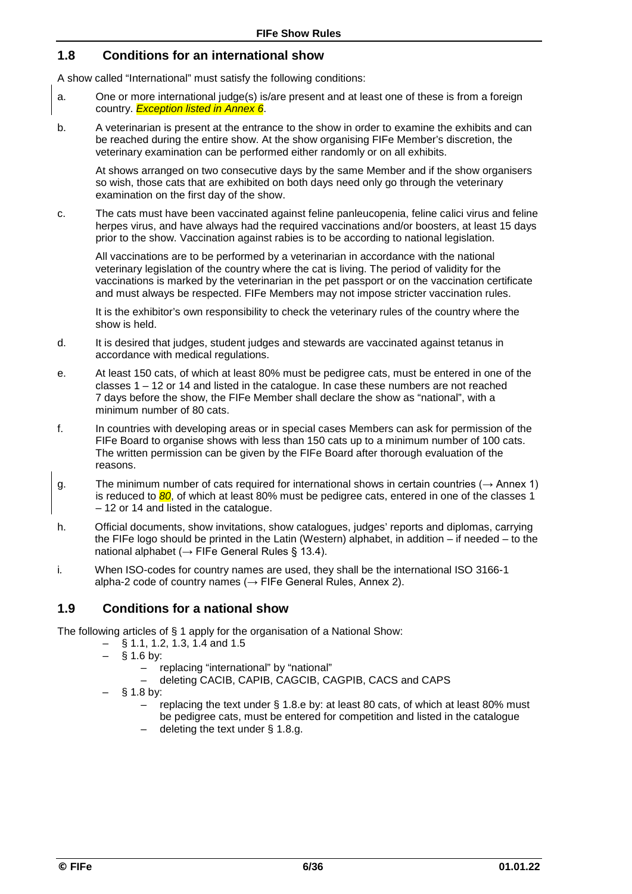## 1.8 Conditions for an international show

A show called "International" must satisfy the following conditions:

a. One or more international judge(s) is/are present and at least one of these is from a foreign country. *Exception listed in Annex 6*.

b. A veterinarian is present at the entrance to the show in order to examine the exhibits and can be reached during the entire show. At the show organising FIFe Member's discretion, the veterinary examination can be performed either randomly or on all exhibits.

   At shows arranged on two consecutive days by the same Member and if the show organisers so wish, those cats that are exhibited on both days need only go through the veterinary examination on the first day of the show.

c. The cats must have been vaccinated against feline panleucopenia, feline calici virus and feline herpes virus, and have always had the required vaccinations and/or boosters, at least 15 days prior to the show. Vaccination against rabies is to be according to national legislation.

   All vaccinations are to be performed by a veterinarian in accordance with the national veterinary legislation of the country where the cat is living. The period of validity for the vaccinations is marked by the veterinarian in the pet passport or on the vaccination certificate and must always be respected. FIFe Members may not impose stricter vaccination rules.

   It is the exhibitor's own responsibility to check the veterinary rules of the country where the show is held.

d. It is desired that judges, student judges and stewards are vaccinated against tetanus in accordance with medical regulations.

e. At least 150 cats, of which at least 80% must be pedigree cats, must be entered in one of the classes 1 – 12 or 14 and listed in the catalogue. In case these numbers are not reached 7 days before the show, the FIFe Member shall declare the show as "national", with a minimum number of 80 cats.

f. In countries with developing areas or in special cases Members can ask for permission of the FIFe Board to organise shows with less than 150 cats up to a minimum number of 100 cats. The written permission can be given by the FIFe Board after thorough evaluation of the reasons.

g. The minimum number of cats required for international shows in certain countries (→ Annex 1) is reduced to *80*, of which at least 80% must be pedigree cats, entered in one of the classes 1 – 12 or 14 and listed in the catalogue.

h. Official documents, show invitations, show catalogues, judges' reports and diplomas, carrying the FIFe logo should be printed in the Latin (Western) alphabet, in addition – if needed – to the national alphabet (→ FIFe General Rules § 13.4).

i. When ISO-codes for country names are used, they shall be the international ISO 3166-1 alpha-2 code of country names (→ FIFe General Rules, Annex 2).

## 1.9 Conditions for a national show

The following articles of § 1 apply for the organisation of a National Show:

- § 1.1, 1.2, 1.3, 1.4 and 1.5
- § 1.6 by:
  - replacing "international" by "national"
  - deleting CACIB, CAPIB, CAGCIB, CAGPIB, CACS and CAPS
- § 1.8 by:
  - replacing the text under § 1.8.e by: at least 80 cats, of which at least 80% must be pedigree cats, must be entered for competition and listed in the catalogue
  - deleting the text under § 1.8.g.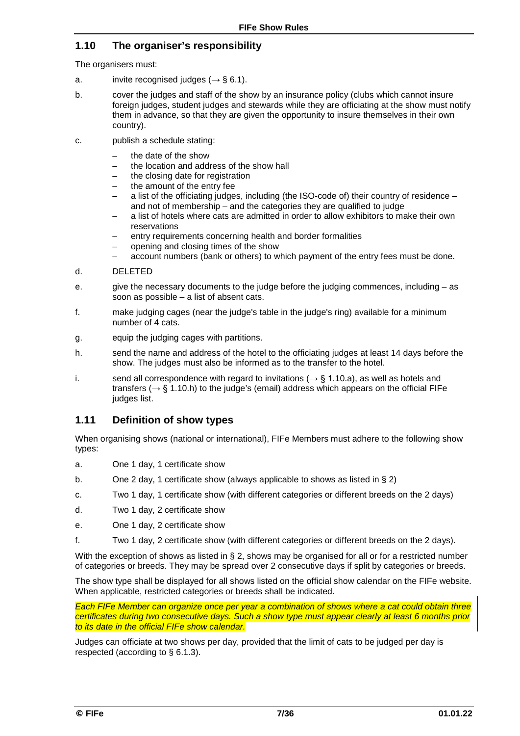## 1.10 The organiser's responsibility

The organisers must:

a. invite recognised judges (→ § 6.1).

b. cover the judges and staff of the show by an insurance policy (clubs which cannot insure foreign judges, student judges and stewards while they are officiating at the show must notify them in advance, so that they are given the opportunity to insure themselves in their own country).

c. publish a schedule stating:

- the date of the show
- the location and address of the show hall
- the closing date for registration
- the amount of the entry fee
- a list of the officiating judges, including (the ISO-code of) their country of residence – and not of membership – and the categories they are qualified to judge
- a list of hotels where cats are admitted in order to allow exhibitors to make their own reservations
- entry requirements concerning health and border formalities
- opening and closing times of the show
- account numbers (bank or others) to which payment of the entry fees must be done.

d. DELETED

e. give the necessary documents to the judge before the judging commences, including – as soon as possible – a list of absent cats.

f. make judging cages (near the judge's table in the judge's ring) available for a minimum number of 4 cats.

g. equip the judging cages with partitions.

h. send the name and address of the hotel to the officiating judges at least 14 days before the show. The judges must also be informed as to the transfer to the hotel.

i. send all correspondence with regard to invitations (→ § 1.10.a), as well as hotels and transfers (→ § 1.10.h) to the judge's (email) address which appears on the official FIFe judges list.

## 1.11 Definition of show types

When organising shows (national or international), FIFe Members must adhere to the following show types:

a. One 1 day, 1 certificate show

b. One 2 day, 1 certificate show (always applicable to shows as listed in § 2)

c. Two 1 day, 1 certificate show (with different categories or different breeds on the 2 days)

d. Two 1 day, 2 certificate show

e. One 1 day, 2 certificate show

f. Two 1 day, 2 certificate show (with different categories or different breeds on the 2 days).

With the exception of shows as listed in § 2, shows may be organised for all or for a restricted number of categories or breeds. They may be spread over 2 consecutive days if split by categories or breeds.

The show type shall be displayed for all shows listed on the official show calendar on the FIFe website. When applicable, restricted categories or breeds shall be indicated.

*Each FIFe Member can organize once per year a combination of shows where a cat could obtain three certificates during two consecutive days. Such a show type must appear clearly at least 6 months prior to its date in the official FIFe show calendar.*

Judges can officiate at two shows per day, provided that the limit of cats to be judged per day is respected (according to § 6.1.3).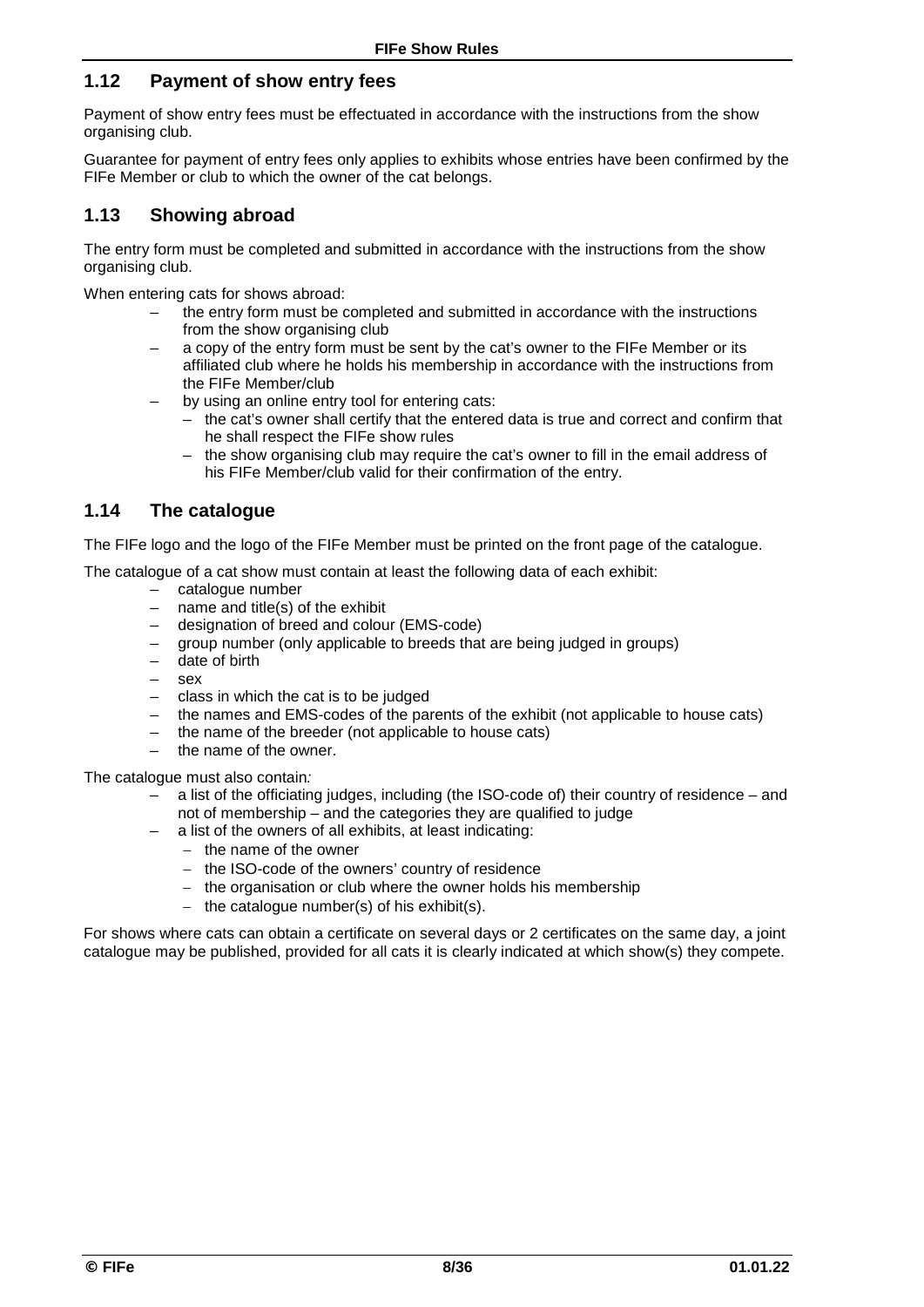## 1.12 Payment of show entry fees

Payment of show entry fees must be effectuated in accordance with the instructions from the show organising club.

Guarantee for payment of entry fees only applies to exhibits whose entries have been confirmed by the FIFe Member or club to which the owner of the cat belongs.

## 1.13 Showing abroad

The entry form must be completed and submitted in accordance with the instructions from the show organising club.

When entering cats for shows abroad:

- the entry form must be completed and submitted in accordance with the instructions from the show organising club
- a copy of the entry form must be sent by the cat's owner to the FIFe Member or its affiliated club where he holds his membership in accordance with the instructions from the FIFe Member/club
- by using an online entry tool for entering cats:
  - the cat's owner shall certify that the entered data is true and correct and confirm that he shall respect the FIFe show rules
  - the show organising club may require the cat's owner to fill in the email address of his FIFe Member/club valid for their confirmation of the entry.

## 1.14 The catalogue

The FIFe logo and the logo of the FIFe Member must be printed on the front page of the catalogue.

The catalogue of a cat show must contain at least the following data of each exhibit:

- catalogue number
- name and title(s) of the exhibit
- designation of breed and colour (EMS-code)
- group number (only applicable to breeds that are being judged in groups)
- date of birth
- sex
- class in which the cat is to be judged
- the names and EMS-codes of the parents of the exhibit (not applicable to house cats)
- the name of the breeder (not applicable to house cats)
- the name of the owner.

The catalogue must also contain*:*

- a list of the officiating judges, including (the ISO-code of) their country of residence – and not of membership – and the categories they are qualified to judge
- a list of the owners of all exhibits, at least indicating:
  - the name of the owner
  - the ISO-code of the owners' country of residence
  - the organisation or club where the owner holds his membership
  - the catalogue number(s) of his exhibit(s).

For shows where cats can obtain a certificate on several days or 2 certificates on the same day, a joint catalogue may be published, provided for all cats it is clearly indicated at which show(s) they compete.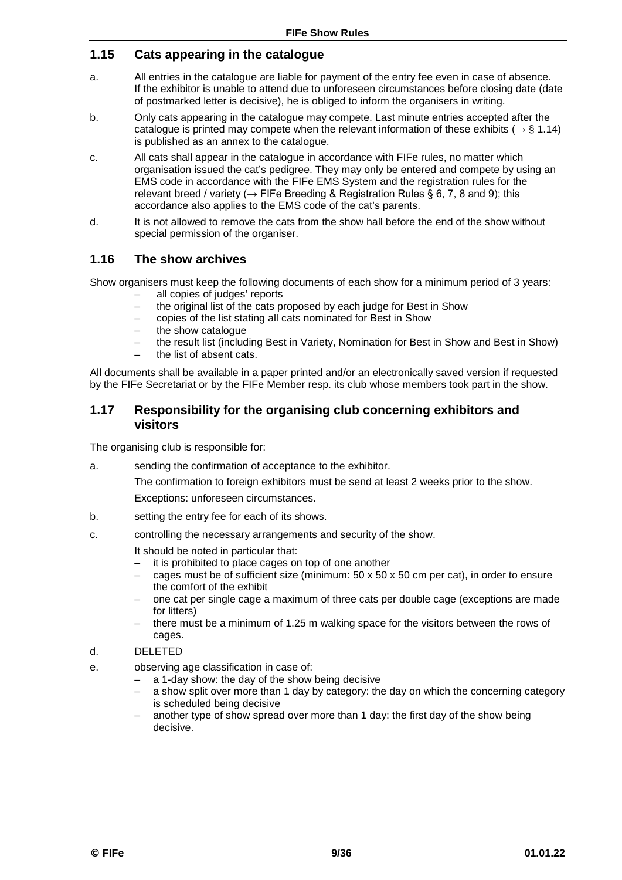## 1.15 Cats appearing in the catalogue

a. All entries in the catalogue are liable for payment of the entry fee even in case of absence. If the exhibitor is unable to attend due to unforeseen circumstances before closing date (date of postmarked letter is decisive), he is obliged to inform the organisers in writing.

b. Only cats appearing in the catalogue may compete. Last minute entries accepted after the catalogue is printed may compete when the relevant information of these exhibits (→ § 1.14) is published as an annex to the catalogue.

c. All cats shall appear in the catalogue in accordance with FIFe rules, no matter which organisation issued the cat's pedigree. They may only be entered and compete by using an EMS code in accordance with the FIFe EMS System and the registration rules for the relevant breed / variety (→ FIFe Breeding & Registration Rules § 6, 7, 8 and 9); this accordance also applies to the EMS code of the cat's parents.

d. It is not allowed to remove the cats from the show hall before the end of the show without special permission of the organiser.

## 1.16 The show archives

Show organisers must keep the following documents of each show for a minimum period of 3 years:

- all copies of judges' reports
- the original list of the cats proposed by each judge for Best in Show
- copies of the list stating all cats nominated for Best in Show
- the show catalogue
- the result list (including Best in Variety, Nomination for Best in Show and Best in Show)
- the list of absent cats.

All documents shall be available in a paper printed and/or an electronically saved version if requested by the FIFe Secretariat or by the FIFe Member resp. its club whose members took part in the show.

## 1.17 Responsibility for the organising club concerning exhibitors and visitors

The organising club is responsible for:

a. sending the confirmation of acceptance to the exhibitor.

   The confirmation to foreign exhibitors must be send at least 2 weeks prior to the show.

   Exceptions: unforeseen circumstances.

b. setting the entry fee for each of its shows.

c. controlling the necessary arrangements and security of the show.

   It should be noted in particular that:
   - it is prohibited to place cages on top of one another
   - cages must be of sufficient size (minimum: 50 x 50 x 50 cm per cat), in order to ensure the comfort of the exhibit
   - one cat per single cage a maximum of three cats per double cage (exceptions are made for litters)
   - there must be a minimum of 1.25 m walking space for the visitors between the rows of cages.

d. DELETED

e. observing age classification in case of:
   - a 1-day show: the day of the show being decisive
   - a show split over more than 1 day by category: the day on which the concerning category is scheduled being decisive
   - another type of show spread over more than 1 day: the first day of the show being decisive.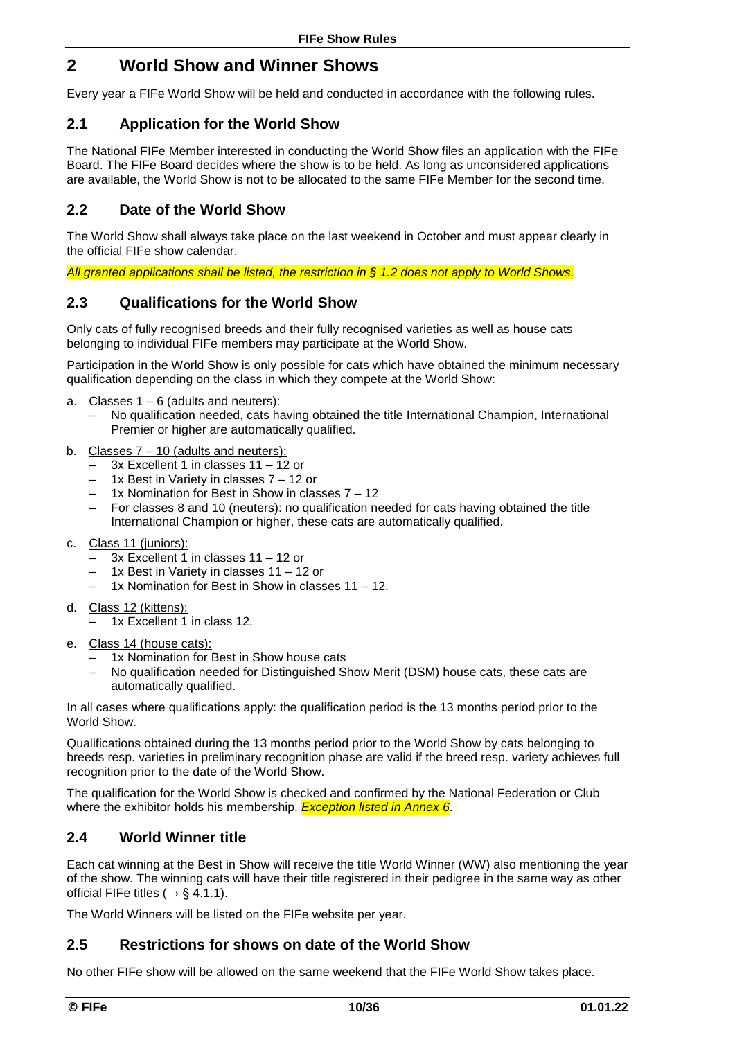# 2 World Show and Winner Shows

Every year a FIFe World Show will be held and conducted in accordance with the following rules.

## 2.1 Application for the World Show

The National FIFe Member interested in conducting the World Show files an application with the FIFe Board. The FIFe Board decides where the show is to be held. As long as unconsidered applications are available, the World Show is not to be allocated to the same FIFe Member for the second time.

## 2.2 Date of the World Show

The World Show shall always take place on the last weekend in October and must appear clearly in the official FIFe show calendar.

*All granted applications shall be listed, the restriction in § 1.2 does not apply to World Shows.*

## 2.3 Qualifications for the World Show

Only cats of fully recognised breeds and their fully recognised varieties as well as house cats belonging to individual FIFe members may participate at the World Show.

Participation in the World Show is only possible for cats which have obtained the minimum necessary qualification depending on the class in which they compete at the World Show:

a. Classes 1 – 6 (adults and neuters):
   - No qualification needed, cats having obtained the title International Champion, International Premier or higher are automatically qualified.

b. Classes 7 – 10 (adults and neuters):
   - 3x Excellent 1 in classes 11 – 12 or
   - 1x Best in Variety in classes 7 – 12 or
   - 1x Nomination for Best in Show in classes 7 – 12
   - For classes 8 and 10 (neuters): no qualification needed for cats having obtained the title International Champion or higher, these cats are automatically qualified.

c. Class 11 (juniors):
   - 3x Excellent 1 in classes 11 – 12 or
   - 1x Best in Variety in classes 11 – 12 or
   - 1x Nomination for Best in Show in classes 11 – 12.

d. Class 12 (kittens):
   - 1x Excellent 1 in class 12.

e. Class 14 (house cats):
   - 1x Nomination for Best in Show house cats
   - No qualification needed for Distinguished Show Merit (DSM) house cats, these cats are automatically qualified.

In all cases where qualifications apply: the qualification period is the 13 months period prior to the World Show.

Qualifications obtained during the 13 months period prior to the World Show by cats belonging to breeds resp. varieties in preliminary recognition phase are valid if the breed resp. variety achieves full recognition prior to the date of the World Show.

The qualification for the World Show is checked and confirmed by the National Federation or Club where the exhibitor holds his membership. *Exception listed in Annex 6*.

## 2.4 World Winner title

Each cat winning at the Best in Show will receive the title World Winner (WW) also mentioning the year of the show. The winning cats will have their title registered in their pedigree in the same way as other official FIFe titles (→ § 4.1.1).

The World Winners will be listed on the FIFe website per year.

## 2.5 Restrictions for shows on date of the World Show

No other FIFe show will be allowed on the same weekend that the FIFe World Show takes place.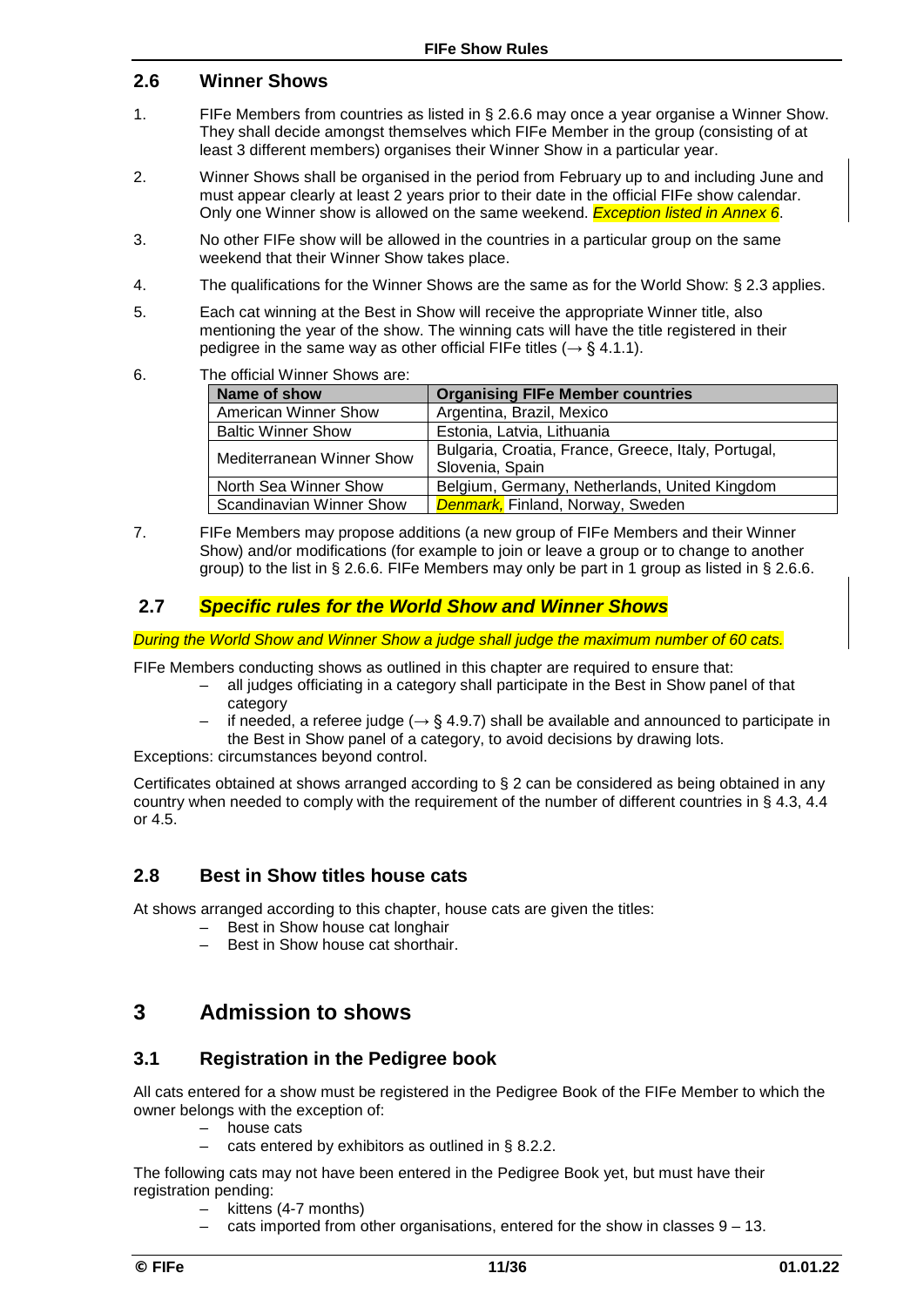## 2.6 Winner Shows

1. FIFe Members from countries as listed in § 2.6.6 may once a year organise a Winner Show. They shall decide amongst themselves which FIFe Member in the group (consisting of at least 3 different members) organises their Winner Show in a particular year.
2. Winner Shows shall be organised in the period from February up to and including June and must appear clearly at least 2 years prior to their date in the official FIFe show calendar. Only one Winner show is allowed on the same weekend. *Exception listed in Annex 6*.
3. No other FIFe show will be allowed in the countries in a particular group on the same weekend that their Winner Show takes place.
4. The qualifications for the Winner Shows are the same as for the World Show: § 2.3 applies.
5. Each cat winning at the Best in Show will receive the appropriate Winner title, also mentioning the year of the show. The winning cats will have the title registered in their pedigree in the same way as other official FIFe titles (→ § 4.1.1).
6. The official Winner Shows are:

| Name of show | Organising FIFe Member countries |
| --- | --- |
| American Winner Show | Argentina, Brazil, Mexico |
| Baltic Winner Show | Estonia, Latvia, Lithuania |
| Mediterranean Winner Show | Bulgaria, Croatia, France, Greece, Italy, Portugal, Slovenia, Spain |
| North Sea Winner Show | Belgium, Germany, Netherlands, United Kingdom |
| Scandinavian Winner Show | *Denmark,* Finland, Norway, Sweden |

7. FIFe Members may propose additions (a new group of FIFe Members and their Winner Show) and/or modifications (for example to join or leave a group or to change to another group) to the list in § 2.6.6. FIFe Members may only be part in 1 group as listed in § 2.6.6.

## 2.7 *Specific rules for the World Show and Winner Shows*

*During the World Show and Winner Show a judge shall judge the maximum number of 60 cats.*

FIFe Members conducting shows as outlined in this chapter are required to ensure that:

- all judges officiating in a category shall participate in the Best in Show panel of that category
- if needed, a referee judge (→ § 4.9.7) shall be available and announced to participate in the Best in Show panel of a category, to avoid decisions by drawing lots.

Exceptions: circumstances beyond control.

Certificates obtained at shows arranged according to § 2 can be considered as being obtained in any country when needed to comply with the requirement of the number of different countries in § 4.3, 4.4 or 4.5.

## 2.8 Best in Show titles house cats

At shows arranged according to this chapter, house cats are given the titles:

- Best in Show house cat longhair
- Best in Show house cat shorthair.

# 3 Admission to shows

## 3.1 Registration in the Pedigree book

All cats entered for a show must be registered in the Pedigree Book of the FIFe Member to which the owner belongs with the exception of:

- house cats
- cats entered by exhibitors as outlined in § 8.2.2.

The following cats may not have been entered in the Pedigree Book yet, but must have their registration pending:

- kittens (4-7 months)
- cats imported from other organisations, entered for the show in classes 9 – 13.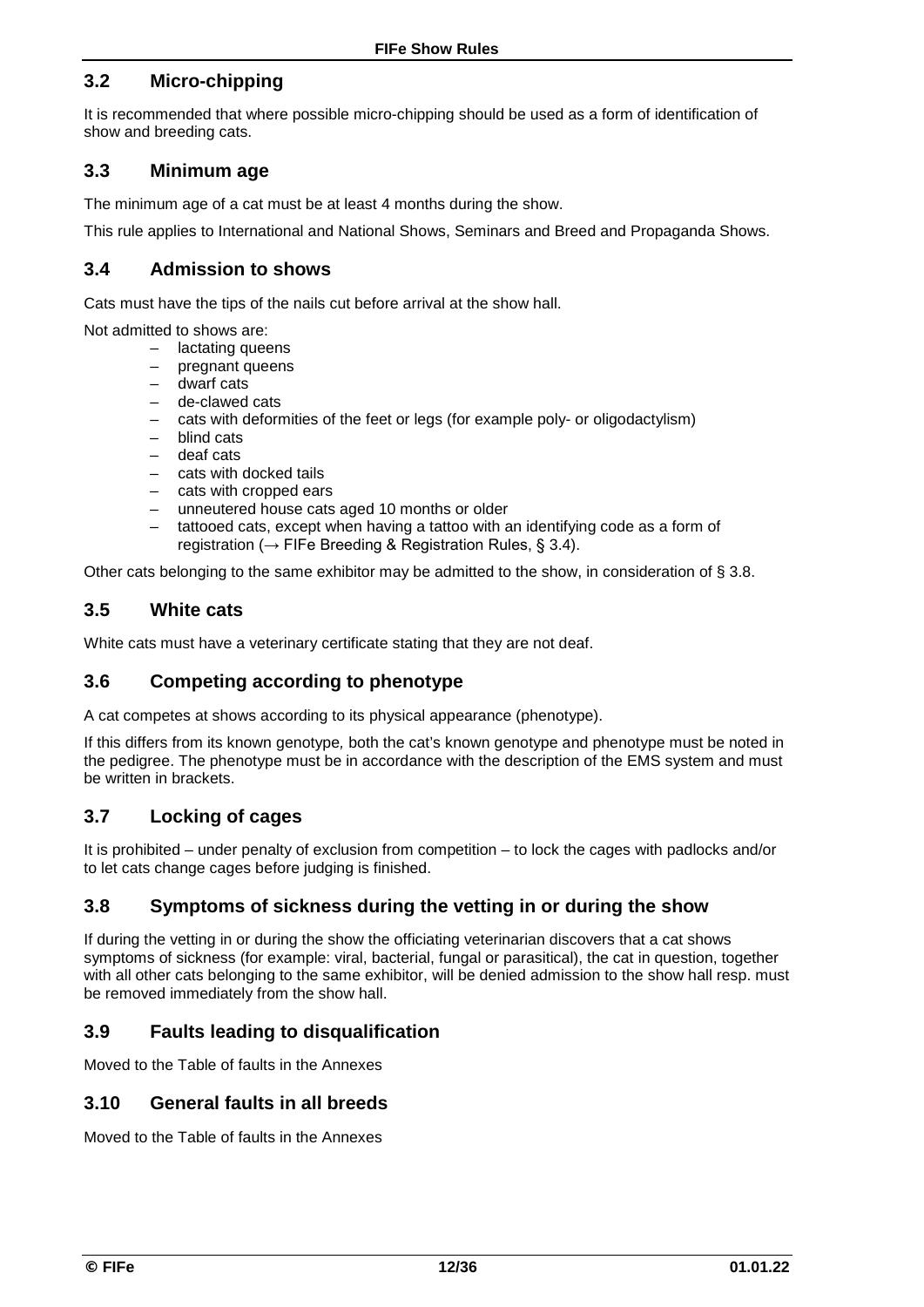## 3.2 Micro-chipping

It is recommended that where possible micro-chipping should be used as a form of identification of show and breeding cats.

## 3.3 Minimum age

The minimum age of a cat must be at least 4 months during the show.

This rule applies to International and National Shows, Seminars and Breed and Propaganda Shows.

## 3.4 Admission to shows

Cats must have the tips of the nails cut before arrival at the show hall.

Not admitted to shows are:

- lactating queens
- pregnant queens
- dwarf cats
- de-clawed cats
- cats with deformities of the feet or legs (for example poly- or oligodactylism)
- blind cats
- deaf cats
- cats with docked tails
- cats with cropped ears
- unneutered house cats aged 10 months or older
- tattooed cats, except when having a tattoo with an identifying code as a form of registration (→ FIFe Breeding & Registration Rules, § 3.4).

Other cats belonging to the same exhibitor may be admitted to the show, in consideration of § 3.8.

## 3.5 White cats

White cats must have a veterinary certificate stating that they are not deaf.

## 3.6 Competing according to phenotype

A cat competes at shows according to its physical appearance (phenotype).

If this differs from its known genotype, both the cat's known genotype and phenotype must be noted in the pedigree. The phenotype must be in accordance with the description of the EMS system and must be written in brackets.

## 3.7 Locking of cages

It is prohibited – under penalty of exclusion from competition – to lock the cages with padlocks and/or to let cats change cages before judging is finished.

## 3.8 Symptoms of sickness during the vetting in or during the show

If during the vetting in or during the show the officiating veterinarian discovers that a cat shows symptoms of sickness (for example: viral, bacterial, fungal or parasitical), the cat in question, together with all other cats belonging to the same exhibitor, will be denied admission to the show hall resp. must be removed immediately from the show hall.

## 3.9 Faults leading to disqualification

Moved to the Table of faults in the Annexes

## 3.10 General faults in all breeds

Moved to the Table of faults in the Annexes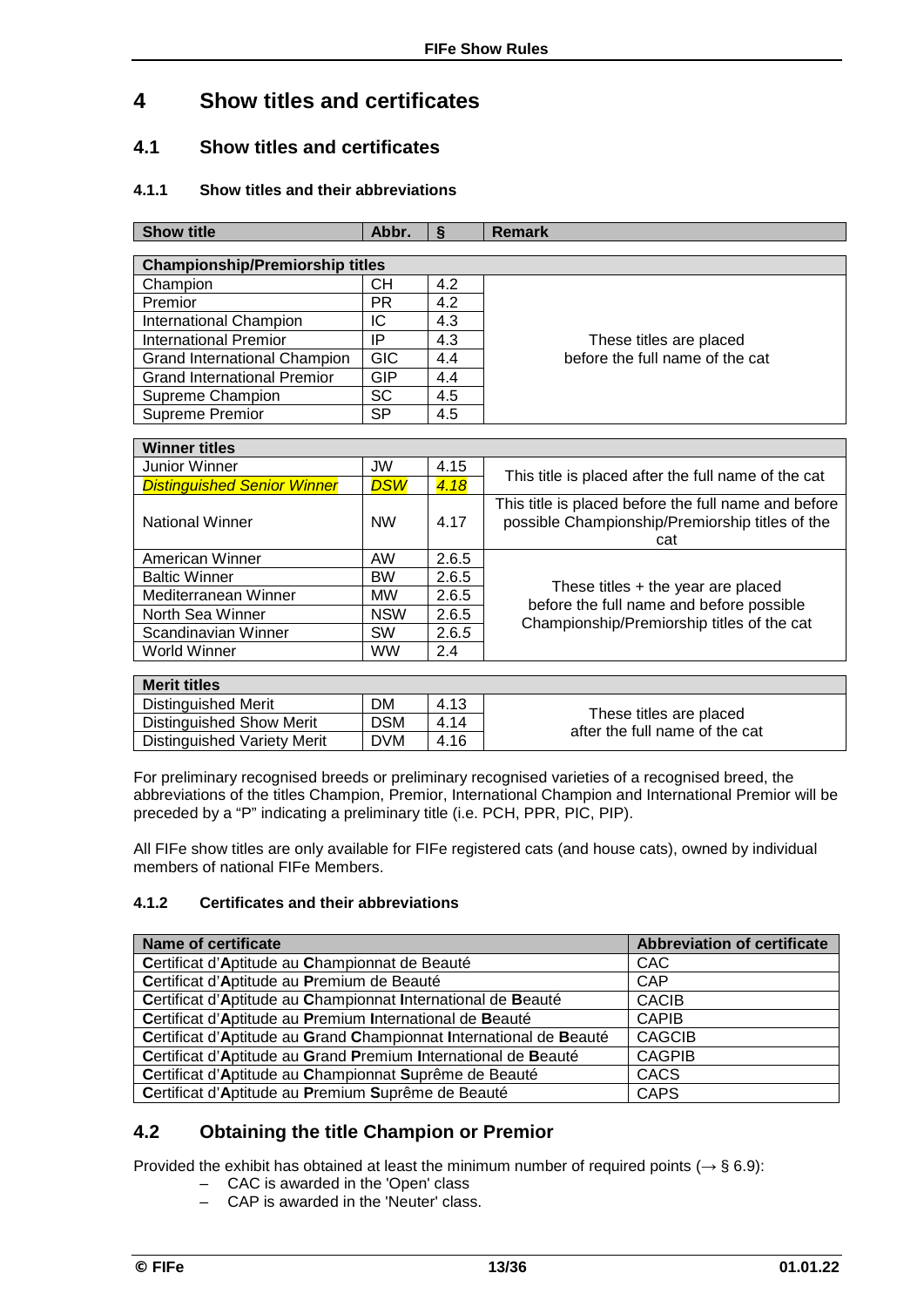# 4 Show titles and certificates

## 4.1 Show titles and certificates

### 4.1.1 Show titles and their abbreviations

| Show title | Abbr. | § | Remark |
|---|---|---|---|
| **Championship/Premiorship titles** | | | |
| Champion | CH | 4.2 | These titles are placed before the full name of the cat |
| Premior | PR | 4.2 | |
| International Champion | IC | 4.3 | |
| International Premior | IP | 4.3 | |
| Grand International Champion | GIC | 4.4 | |
| Grand International Premior | GIP | 4.4 | |
| Supreme Champion | SC | 4.5 | |
| Supreme Premior | SP | 4.5 | |
| **Winner titles** | | | |
| Junior Winner | JW | 4.15 | This title is placed after the full name of the cat |
| *Distinguished Senior Winner* | *DSW* | *4.18* | |
| National Winner | NW | 4.17 | This title is placed before the full name and before possible Championship/Premiorship titles of the cat |
| American Winner | AW | 2.6.5 | These titles + the year are placed before the full name and before possible Championship/Premiorship titles of the cat |
| Baltic Winner | BW | 2.6.5 | |
| Mediterranean Winner | MW | 2.6.5 | |
| North Sea Winner | NSW | 2.6.5 | |
| Scandinavian Winner | SW | 2.6.5 | |
| World Winner | WW | 2.4 | |
| **Merit titles** | | | |
| Distinguished Merit | DM | 4.13 | These titles are placed after the full name of the cat |
| Distinguished Show Merit | DSM | 4.14 | |
| Distinguished Variety Merit | DVM | 4.16 | |

For preliminary recognised breeds or preliminary recognised varieties of a recognised breed, the abbreviations of the titles Champion, Premior, International Champion and International Premior will be preceded by a "P" indicating a preliminary title (i.e. PCH, PPR, PIC, PIP).

All FIFe show titles are only available for FIFe registered cats (and house cats), owned by individual members of national FIFe Members.

### 4.1.2 Certificates and their abbreviations

| Name of certificate | Abbreviation of certificate |
|---|---|
| **C**ertificat d'**A**ptitude au **C**hampionnat de Beauté | CAC |
| **C**ertificat d'**A**ptitude au **P**remium de Beauté | CAP |
| **C**ertificat d'**A**ptitude au **C**hampionnat **I**nternational de **B**eauté | CACIB |
| **C**ertificat d'**A**ptitude au **P**remium **I**nternational de **B**eauté | CAPIB |
| **C**ertificat d'**A**ptitude au **G**rand **C**hampionnat **I**nternational de **B**eauté | CAGCIB |
| **C**ertificat d'**A**ptitude au **G**rand **P**remium **I**nternational de **B**eauté | CAGPIB |
| **C**ertificat d'**A**ptitude au **C**hampionnat **S**uprême de Beauté | CACS |
| **C**ertificat d'**A**ptitude au **P**remium **S**uprême de Beauté | CAPS |

## 4.2 Obtaining the title Champion or Premior

Provided the exhibit has obtained at least the minimum number of required points (→ § 6.9):

- CAC is awarded in the 'Open' class
- CAP is awarded in the 'Neuter' class.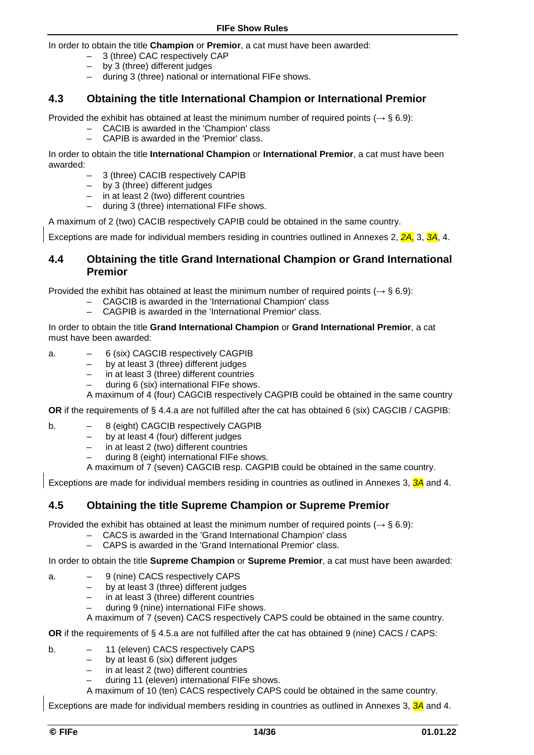In order to obtain the title **Champion** or **Premior**, a cat must have been awarded:

- 3 (three) CAC respectively CAP
- by 3 (three) different judges
- during 3 (three) national or international FIFe shows.

## 4.3 Obtaining the title International Champion or International Premior

Provided the exhibit has obtained at least the minimum number of required points (→ § 6.9):

- CACIB is awarded in the 'Champion' class
- CAPIB is awarded in the 'Premior' class.

In order to obtain the title **International Champion** or **International Premior**, a cat must have been awarded:

- 3 (three) CACIB respectively CAPIB
- by 3 (three) different judges
- in at least 2 (two) different countries
- during 3 (three) international FIFe shows.

A maximum of 2 (two) CACIB respectively CAPIB could be obtained in the same country.

Exceptions are made for individual members residing in countries outlined in Annexes 2, *2A,* 3, *3A*, 4.

## 4.4 Obtaining the title Grand International Champion or Grand International Premior

Provided the exhibit has obtained at least the minimum number of required points (→ § 6.9):

- CAGCIB is awarded in the 'International Champion' class
- CAGPIB is awarded in the 'International Premior' class.

In order to obtain the title **Grand International Champion** or **Grand International Premior**, a cat must have been awarded:

a.
- 6 (six) CAGCIB respectively CAGPIB
- by at least 3 (three) different judges
- in at least 3 (three) different countries
- during 6 (six) international FIFe shows.

A maximum of 4 (four) CAGCIB respectively CAGPIB could be obtained in the same country

**OR** if the requirements of § 4.4.a are not fulfilled after the cat has obtained 6 (six) CAGCIB / CAGPIB:

b.
- 8 (eight) CAGCIB respectively CAGPIB
- by at least 4 (four) different judges
- in at least 2 (two) different countries
- during 8 (eight) international FIFe shows.

A maximum of 7 (seven) CAGCIB resp. CAGPIB could be obtained in the same country.

Exceptions are made for individual members residing in countries as outlined in Annexes 3, *3A* and 4.

## 4.5 Obtaining the title Supreme Champion or Supreme Premior

Provided the exhibit has obtained at least the minimum number of required points (→ § 6.9):

- CACS is awarded in the 'Grand International Champion' class
- CAPS is awarded in the 'Grand International Premior' class.

In order to obtain the title **Supreme Champion** or **Supreme Premior**, a cat must have been awarded:

a.
- 9 (nine) CACS respectively CAPS
- by at least 3 (three) different judges
- in at least 3 (three) different countries
- during 9 (nine) international FIFe shows.

A maximum of 7 (seven) CACS respectively CAPS could be obtained in the same country.

**OR** if the requirements of § 4.5.a are not fulfilled after the cat has obtained 9 (nine) CACS / CAPS:

b.
- 11 (eleven) CACS respectively CAPS
- by at least 6 (six) different judges
- in at least 2 (two) different countries
- during 11 (eleven) international FIFe shows.

A maximum of 10 (ten) CACS respectively CAPS could be obtained in the same country.

Exceptions are made for individual members residing in countries as outlined in Annexes 3, *3A* and 4.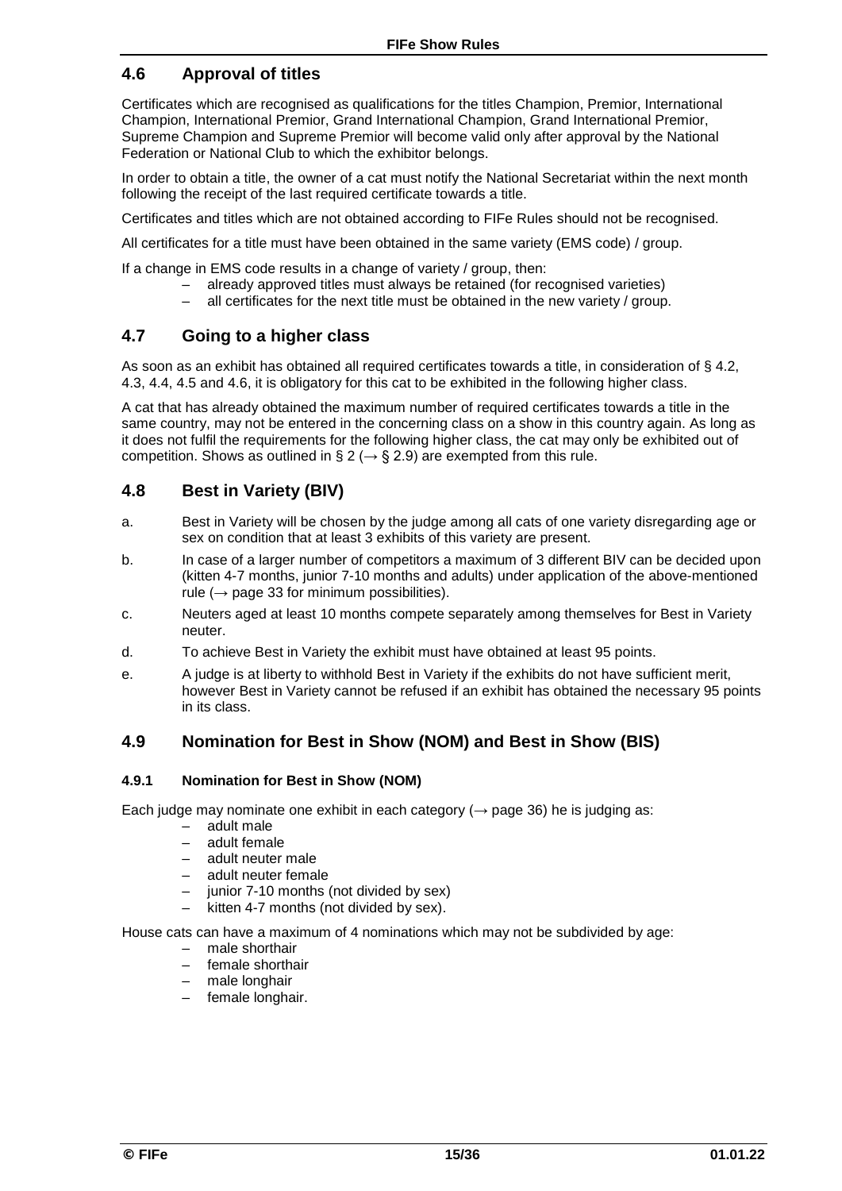## 4.6 Approval of titles

Certificates which are recognised as qualifications for the titles Champion, Premior, International Champion, International Premior, Grand International Champion, Grand International Premior, Supreme Champion and Supreme Premior will become valid only after approval by the National Federation or National Club to which the exhibitor belongs.

In order to obtain a title, the owner of a cat must notify the National Secretariat within the next month following the receipt of the last required certificate towards a title.

Certificates and titles which are not obtained according to FIFe Rules should not be recognised.

All certificates for a title must have been obtained in the same variety (EMS code) / group.

If a change in EMS code results in a change of variety / group, then:

- already approved titles must always be retained (for recognised varieties)
- all certificates for the next title must be obtained in the new variety / group.

## 4.7 Going to a higher class

As soon as an exhibit has obtained all required certificates towards a title, in consideration of § 4.2, 4.3, 4.4, 4.5 and 4.6, it is obligatory for this cat to be exhibited in the following higher class.

A cat that has already obtained the maximum number of required certificates towards a title in the same country, may not be entered in the concerning class on a show in this country again. As long as it does not fulfil the requirements for the following higher class, the cat may only be exhibited out of competition. Shows as outlined in § 2 (→ § 2.9) are exempted from this rule.

## 4.8 Best in Variety (BIV)

a. Best in Variety will be chosen by the judge among all cats of one variety disregarding age or sex on condition that at least 3 exhibits of this variety are present.

b. In case of a larger number of competitors a maximum of 3 different BIV can be decided upon (kitten 4-7 months, junior 7-10 months and adults) under application of the above-mentioned rule (→ page 33 for minimum possibilities).

c. Neuters aged at least 10 months compete separately among themselves for Best in Variety neuter.

d. To achieve Best in Variety the exhibit must have obtained at least 95 points.

e. A judge is at liberty to withhold Best in Variety if the exhibits do not have sufficient merit, however Best in Variety cannot be refused if an exhibit has obtained the necessary 95 points in its class.

## 4.9 Nomination for Best in Show (NOM) and Best in Show (BIS)

### 4.9.1 Nomination for Best in Show (NOM)

Each judge may nominate one exhibit in each category (→ page 36) he is judging as:

- adult male
- adult female
- adult neuter male
- adult neuter female
- junior 7-10 months (not divided by sex)
- kitten 4-7 months (not divided by sex).

House cats can have a maximum of 4 nominations which may not be subdivided by age:

- male shorthair
- female shorthair
- male longhair
- female longhair.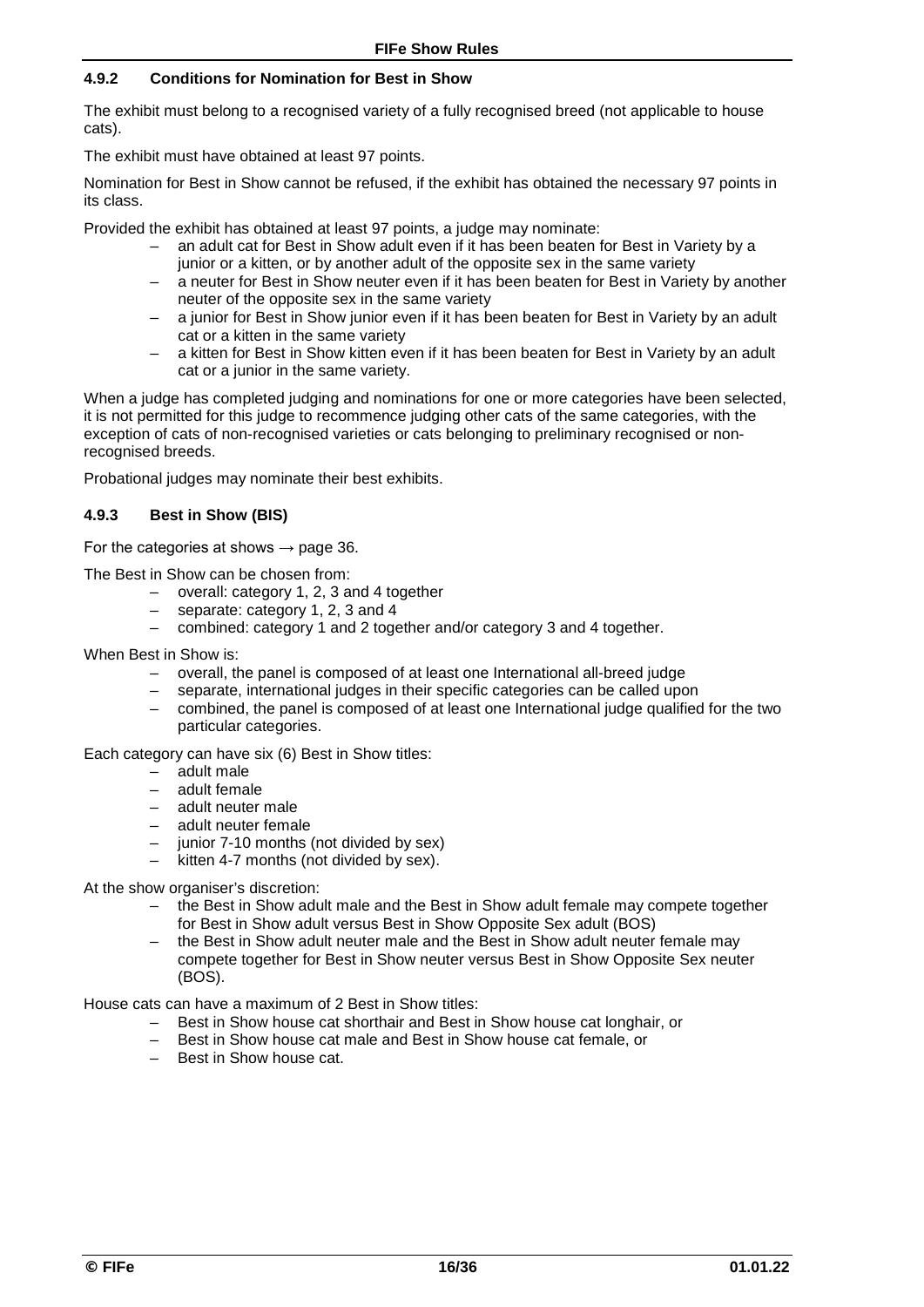### 4.9.2 Conditions for Nomination for Best in Show

The exhibit must belong to a recognised variety of a fully recognised breed (not applicable to house cats).

The exhibit must have obtained at least 97 points.

Nomination for Best in Show cannot be refused, if the exhibit has obtained the necessary 97 points in its class.

Provided the exhibit has obtained at least 97 points, a judge may nominate:

- an adult cat for Best in Show adult even if it has been beaten for Best in Variety by a junior or a kitten, or by another adult of the opposite sex in the same variety
- a neuter for Best in Show neuter even if it has been beaten for Best in Variety by another neuter of the opposite sex in the same variety
- a junior for Best in Show junior even if it has been beaten for Best in Variety by an adult cat or a kitten in the same variety
- a kitten for Best in Show kitten even if it has been beaten for Best in Variety by an adult cat or a junior in the same variety.

When a judge has completed judging and nominations for one or more categories have been selected, it is not permitted for this judge to recommence judging other cats of the same categories, with the exception of cats of non-recognised varieties or cats belonging to preliminary recognised or non-recognised breeds.

Probational judges may nominate their best exhibits.

### 4.9.3 Best in Show (BIS)

For the categories at shows → page 36.

The Best in Show can be chosen from:

- overall: category 1, 2, 3 and 4 together
- separate: category 1, 2, 3 and 4
- combined: category 1 and 2 together and/or category 3 and 4 together.

When Best in Show is:

- overall, the panel is composed of at least one International all-breed judge
- separate, international judges in their specific categories can be called upon
- combined, the panel is composed of at least one International judge qualified for the two particular categories.

Each category can have six (6) Best in Show titles:

- adult male
- adult female
- adult neuter male
- adult neuter female
- junior 7-10 months (not divided by sex)
- kitten 4-7 months (not divided by sex).

At the show organiser's discretion:

- the Best in Show adult male and the Best in Show adult female may compete together for Best in Show adult versus Best in Show Opposite Sex adult (BOS)
- the Best in Show adult neuter male and the Best in Show adult neuter female may compete together for Best in Show neuter versus Best in Show Opposite Sex neuter (BOS).

House cats can have a maximum of 2 Best in Show titles:

- Best in Show house cat shorthair and Best in Show house cat longhair, or
- Best in Show house cat male and Best in Show house cat female, or
- Best in Show house cat.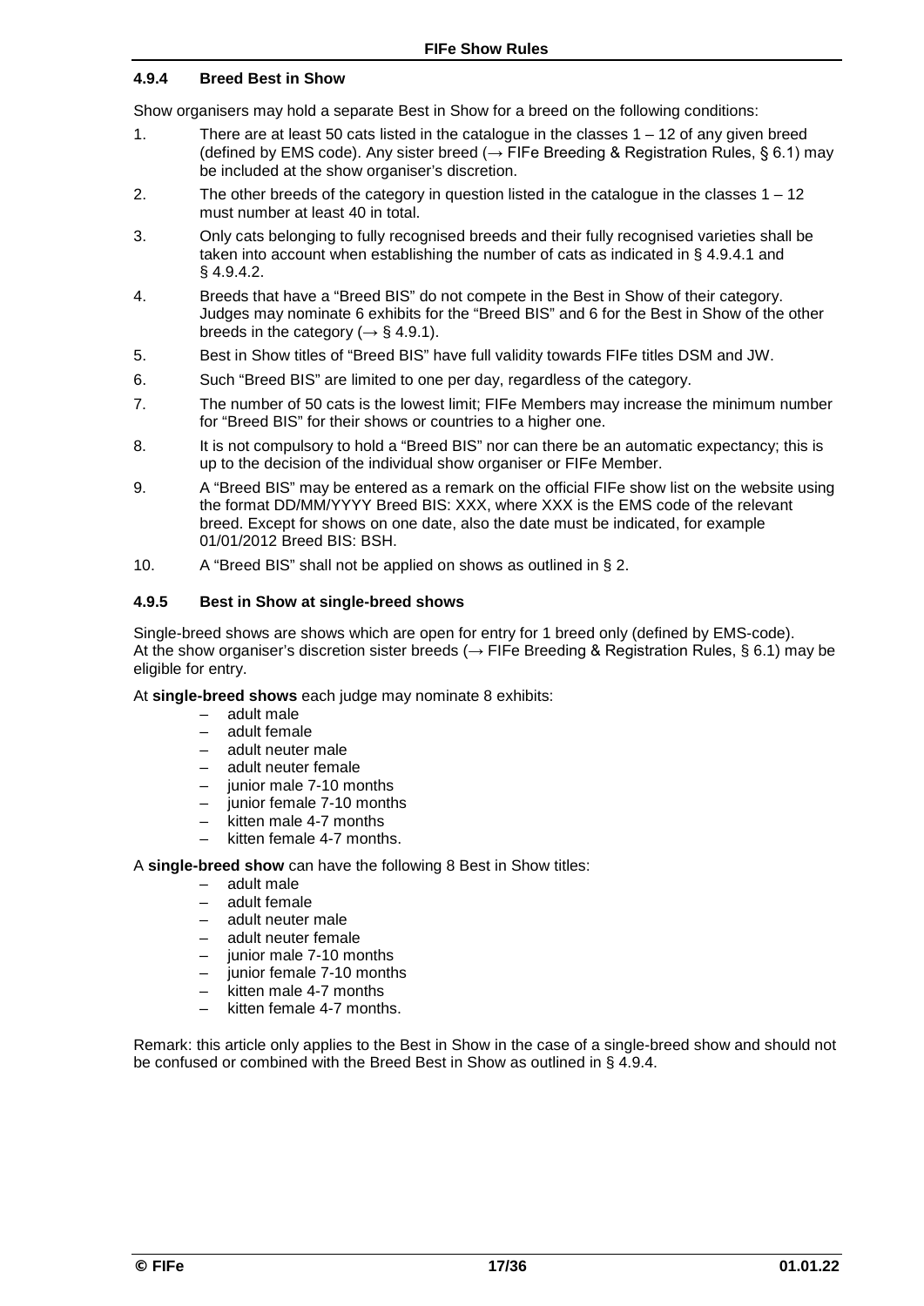#### 4.9.4 Breed Best in Show

Show organisers may hold a separate Best in Show for a breed on the following conditions:

1. There are at least 50 cats listed in the catalogue in the classes 1 – 12 of any given breed (defined by EMS code). Any sister breed (→ FIFe Breeding & Registration Rules, § 6.1) may be included at the show organiser's discretion.
2. The other breeds of the category in question listed in the catalogue in the classes 1 – 12 must number at least 40 in total.
3. Only cats belonging to fully recognised breeds and their fully recognised varieties shall be taken into account when establishing the number of cats as indicated in § 4.9.4.1 and § 4.9.4.2.
4. Breeds that have a "Breed BIS" do not compete in the Best in Show of their category. Judges may nominate 6 exhibits for the "Breed BIS" and 6 for the Best in Show of the other breeds in the category (→ § 4.9.1).
5. Best in Show titles of "Breed BIS" have full validity towards FIFe titles DSM and JW.
6. Such "Breed BIS" are limited to one per day, regardless of the category.
7. The number of 50 cats is the lowest limit; FIFe Members may increase the minimum number for "Breed BIS" for their shows or countries to a higher one.
8. It is not compulsory to hold a "Breed BIS" nor can there be an automatic expectancy; this is up to the decision of the individual show organiser or FIFe Member.
9. A "Breed BIS" may be entered as a remark on the official FIFe show list on the website using the format DD/MM/YYYY Breed BIS: XXX, where XXX is the EMS code of the relevant breed. Except for shows on one date, also the date must be indicated, for example 01/01/2012 Breed BIS: BSH.
10. A "Breed BIS" shall not be applied on shows as outlined in § 2.

#### 4.9.5 Best in Show at single-breed shows

Single-breed shows are shows which are open for entry for 1 breed only (defined by EMS-code). At the show organiser's discretion sister breeds (→ FIFe Breeding & Registration Rules, § 6.1) may be eligible for entry.

At **single-breed shows** each judge may nominate 8 exhibits:

- adult male
- adult female
- adult neuter male
- adult neuter female
- junior male 7-10 months
- junior female 7-10 months
- kitten male 4-7 months
- kitten female 4-7 months.

A **single-breed show** can have the following 8 Best in Show titles:

- adult male
- adult female
- adult neuter male
- adult neuter female
- junior male 7-10 months
- junior female 7-10 months
- kitten male 4-7 months
- kitten female 4-7 months.

Remark: this article only applies to the Best in Show in the case of a single-breed show and should not be confused or combined with the Breed Best in Show as outlined in § 4.9.4.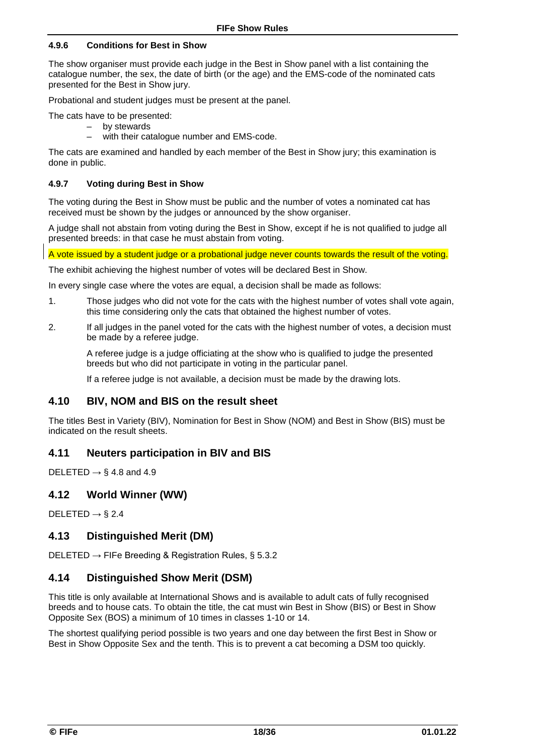#### 4.9.6 Conditions for Best in Show

The show organiser must provide each judge in the Best in Show panel with a list containing the catalogue number, the sex, the date of birth (or the age) and the EMS-code of the nominated cats presented for the Best in Show jury.

Probational and student judges must be present at the panel.

The cats have to be presented:

- by stewards
- with their catalogue number and EMS-code.

The cats are examined and handled by each member of the Best in Show jury; this examination is done in public.

#### 4.9.7 Voting during Best in Show

The voting during the Best in Show must be public and the number of votes a nominated cat has received must be shown by the judges or announced by the show organiser.

A judge shall not abstain from voting during the Best in Show, except if he is not qualified to judge all presented breeds: in that case he must abstain from voting.

A vote issued by a student judge or a probational judge never counts towards the result of the voting.

The exhibit achieving the highest number of votes will be declared Best in Show.

In every single case where the votes are equal, a decision shall be made as follows:

1. Those judges who did not vote for the cats with the highest number of votes shall vote again, this time considering only the cats that obtained the highest number of votes.
2. If all judges in the panel voted for the cats with the highest number of votes, a decision must be made by a referee judge.

   A referee judge is a judge officiating at the show who is qualified to judge the presented breeds but who did not participate in voting in the particular panel.

   If a referee judge is not available, a decision must be made by the drawing lots.

## 4.10 BIV, NOM and BIS on the result sheet

The titles Best in Variety (BIV), Nomination for Best in Show (NOM) and Best in Show (BIS) must be indicated on the result sheets.

## 4.11 Neuters participation in BIV and BIS

DELETED → § 4.8 and 4.9

## 4.12 World Winner (WW)

DELETED → § 2.4

## 4.13 Distinguished Merit (DM)

DELETED → FIFe Breeding & Registration Rules, § 5.3.2

## 4.14 Distinguished Show Merit (DSM)

This title is only available at International Shows and is available to adult cats of fully recognised breeds and to house cats. To obtain the title, the cat must win Best in Show (BIS) or Best in Show Opposite Sex (BOS) a minimum of 10 times in classes 1-10 or 14.

The shortest qualifying period possible is two years and one day between the first Best in Show or Best in Show Opposite Sex and the tenth. This is to prevent a cat becoming a DSM too quickly.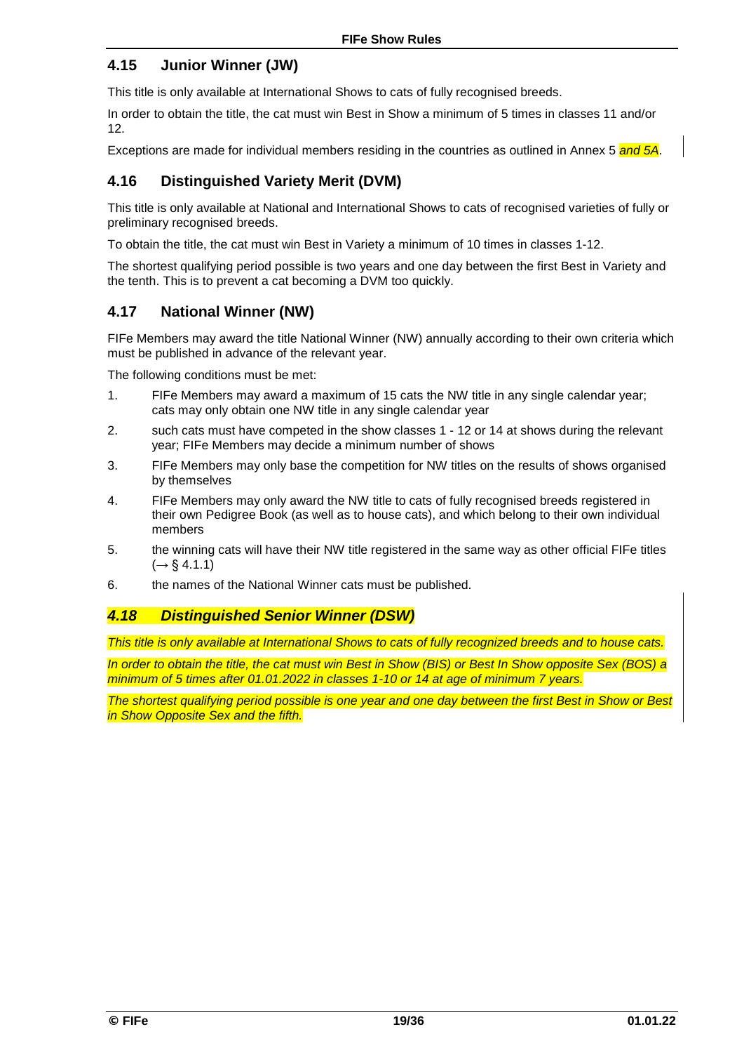## 4.15 Junior Winner (JW)

This title is only available at International Shows to cats of fully recognised breeds.

In order to obtain the title, the cat must win Best in Show a minimum of 5 times in classes 11 and/or 12.

Exceptions are made for individual members residing in the countries as outlined in Annex 5 *and 5A*.

## 4.16 Distinguished Variety Merit (DVM)

This title is only available at National and International Shows to cats of recognised varieties of fully or preliminary recognised breeds.

To obtain the title, the cat must win Best in Variety a minimum of 10 times in classes 1-12.

The shortest qualifying period possible is two years and one day between the first Best in Variety and the tenth. This is to prevent a cat becoming a DVM too quickly.

## 4.17 National Winner (NW)

FIFe Members may award the title National Winner (NW) annually according to their own criteria which must be published in advance of the relevant year.

The following conditions must be met:

1. FIFe Members may award a maximum of 15 cats the NW title in any single calendar year; cats may only obtain one NW title in any single calendar year
2. such cats must have competed in the show classes 1 - 12 or 14 at shows during the relevant year; FIFe Members may decide a minimum number of shows
3. FIFe Members may only base the competition for NW titles on the results of shows organised by themselves
4. FIFe Members may only award the NW title to cats of fully recognised breeds registered in their own Pedigree Book (as well as to house cats), and which belong to their own individual members
5. the winning cats will have their NW title registered in the same way as other official FIFe titles (→ § 4.1.1)
6. the names of the National Winner cats must be published.

## *4.18 Distinguished Senior Winner (DSW)*

*This title is only available at International Shows to cats of fully recognized breeds and to house cats.*

*In order to obtain the title, the cat must win Best in Show (BIS) or Best In Show opposite Sex (BOS) a minimum of 5 times after 01.01.2022 in classes 1-10 or 14 at age of minimum 7 years.*

*The shortest qualifying period possible is one year and one day between the first Best in Show or Best in Show Opposite Sex and the fifth.*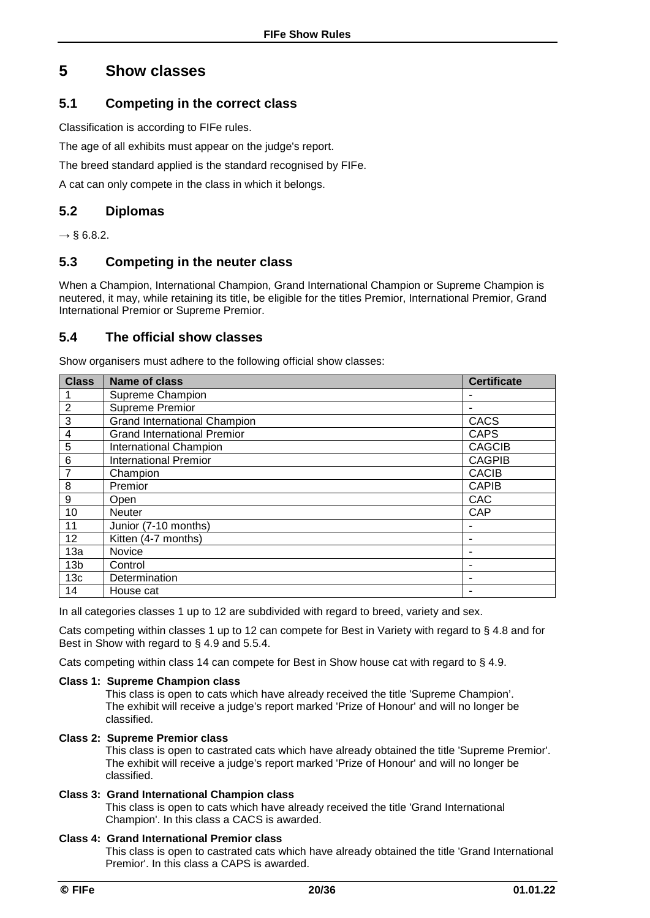# 5 Show classes

## 5.1 Competing in the correct class

Classification is according to FIFe rules.

The age of all exhibits must appear on the judge's report.

The breed standard applied is the standard recognised by FIFe.

A cat can only compete in the class in which it belongs.

## 5.2 Diplomas

→ § 6.8.2.

## 5.3 Competing in the neuter class

When a Champion, International Champion, Grand International Champion or Supreme Champion is neutered, it may, while retaining its title, be eligible for the titles Premior, International Premior, Grand International Premior or Supreme Premior.

## 5.4 The official show classes

Show organisers must adhere to the following official show classes:

| Class | Name of class | Certificate |
|---|---|---|
| 1 | Supreme Champion | - |
| 2 | Supreme Premior | - |
| 3 | Grand International Champion | CACS |
| 4 | Grand International Premior | CAPS |
| 5 | International Champion | CAGCIB |
| 6 | International Premior | CAGPIB |
| 7 | Champion | CACIB |
| 8 | Premior | CAPIB |
| 9 | Open | CAC |
| 10 | Neuter | CAP |
| 11 | Junior (7-10 months) | - |
| 12 | Kitten (4-7 months) | - |
| 13a | Novice | - |
| 13b | Control | - |
| 13c | Determination | - |
| 14 | House cat | - |

In all categories classes 1 up to 12 are subdivided with regard to breed, variety and sex.

Cats competing within classes 1 up to 12 can compete for Best in Variety with regard to § 4.8 and for Best in Show with regard to § 4.9 and 5.5.4.

Cats competing within class 14 can compete for Best in Show house cat with regard to § 4.9.

**Class 1: Supreme Champion class**

This class is open to cats which have already received the title 'Supreme Champion'. The exhibit will receive a judge's report marked 'Prize of Honour' and will no longer be classified.

**Class 2: Supreme Premior class**

This class is open to castrated cats which have already obtained the title 'Supreme Premior'. The exhibit will receive a judge's report marked 'Prize of Honour' and will no longer be classified.

**Class 3: Grand International Champion class**

This class is open to cats which have already received the title 'Grand International Champion'. In this class a CACS is awarded.

**Class 4: Grand International Premior class**

This class is open to castrated cats which have already obtained the title 'Grand International Premior'. In this class a CAPS is awarded.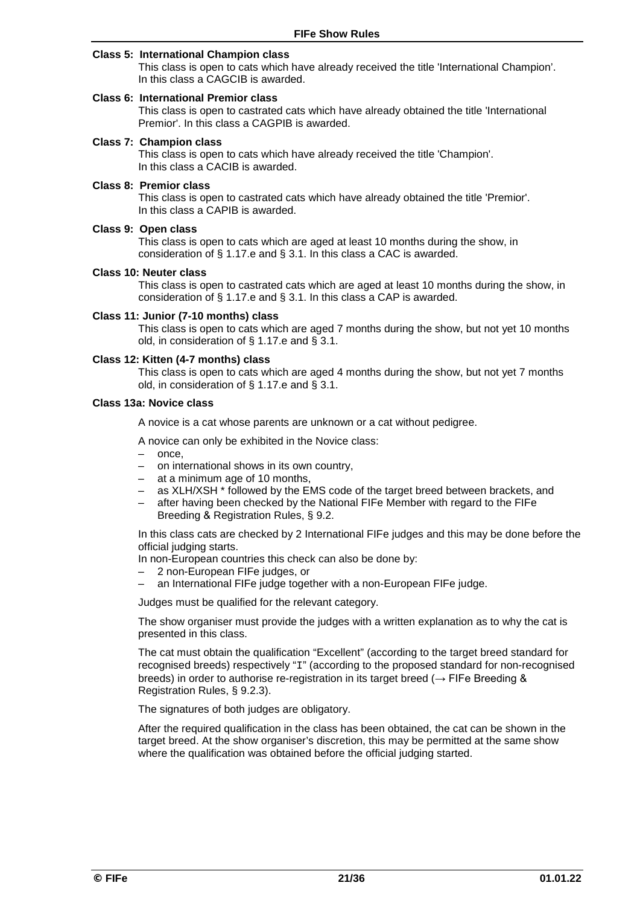#### Class 5: International Champion class

This class is open to cats which have already received the title 'International Champion'. In this class a CAGCIB is awarded.

#### Class 6: International Premior class

This class is open to castrated cats which have already obtained the title 'International Premior'. In this class a CAGPIB is awarded.

#### Class 7: Champion class

This class is open to cats which have already received the title 'Champion'. In this class a CACIB is awarded.

#### Class 8: Premior class

This class is open to castrated cats which have already obtained the title 'Premior'. In this class a CAPIB is awarded.

#### Class 9: Open class

This class is open to cats which are aged at least 10 months during the show, in consideration of § 1.17.e and § 3.1. In this class a CAC is awarded.

#### Class 10: Neuter class

This class is open to castrated cats which are aged at least 10 months during the show, in consideration of § 1.17.e and § 3.1. In this class a CAP is awarded.

#### Class 11: Junior (7-10 months) class

This class is open to cats which are aged 7 months during the show, but not yet 10 months old, in consideration of § 1.17.e and § 3.1.

#### Class 12: Kitten (4-7 months) class

This class is open to cats which are aged 4 months during the show, but not yet 7 months old, in consideration of § 1.17.e and § 3.1.

#### Class 13a: Novice class

A novice is a cat whose parents are unknown or a cat without pedigree.

A novice can only be exhibited in the Novice class:

- once,
- on international shows in its own country,
- at a minimum age of 10 months,
- as XLH/XSH * followed by the EMS code of the target breed between brackets, and
- after having been checked by the National FIFe Member with regard to the FIFe Breeding & Registration Rules, § 9.2.

In this class cats are checked by 2 International FIFe judges and this may be done before the official judging starts.

In non-European countries this check can also be done by:

- 2 non-European FIFe judges, or
- an International FIFe judge together with a non-European FIFe judge.

Judges must be qualified for the relevant category.

The show organiser must provide the judges with a written explanation as to why the cat is presented in this class.

The cat must obtain the qualification "Excellent" (according to the target breed standard for recognised breeds) respectively "I" (according to the proposed standard for non-recognised breeds) in order to authorise re-registration in its target breed (→ FIFe Breeding & Registration Rules, § 9.2.3).

The signatures of both judges are obligatory.

After the required qualification in the class has been obtained, the cat can be shown in the target breed. At the show organiser's discretion, this may be permitted at the same show where the qualification was obtained before the official judging started.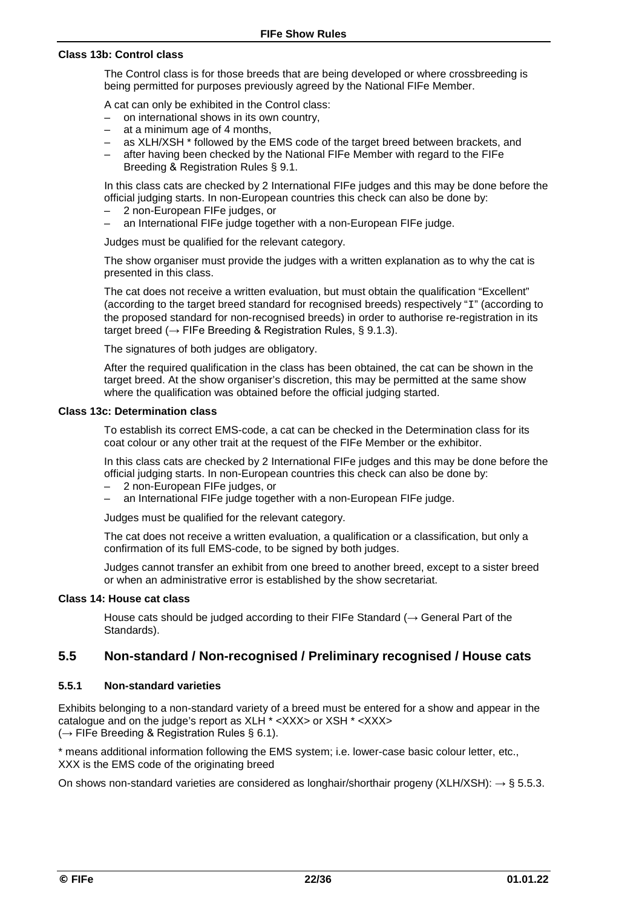**Class 13b: Control class**

The Control class is for those breeds that are being developed or where crossbreeding is being permitted for purposes previously agreed by the National FIFe Member.

A cat can only be exhibited in the Control class:

- on international shows in its own country,
- at a minimum age of 4 months,
- as XLH/XSH * followed by the EMS code of the target breed between brackets, and
- after having been checked by the National FIFe Member with regard to the FIFe Breeding & Registration Rules § 9.1.

In this class cats are checked by 2 International FIFe judges and this may be done before the official judging starts. In non-European countries this check can also be done by:

- 2 non-European FIFe judges, or
- an International FIFe judge together with a non-European FIFe judge.

Judges must be qualified for the relevant category.

The show organiser must provide the judges with a written explanation as to why the cat is presented in this class.

The cat does not receive a written evaluation, but must obtain the qualification "Excellent" (according to the target breed standard for recognised breeds) respectively "I" (according to the proposed standard for non-recognised breeds) in order to authorise re-registration in its target breed (→ FIFe Breeding & Registration Rules, § 9.1.3).

The signatures of both judges are obligatory.

After the required qualification in the class has been obtained, the cat can be shown in the target breed. At the show organiser's discretion, this may be permitted at the same show where the qualification was obtained before the official judging started.

**Class 13c: Determination class**

To establish its correct EMS-code, a cat can be checked in the Determination class for its coat colour or any other trait at the request of the FIFe Member or the exhibitor.

In this class cats are checked by 2 International FIFe judges and this may be done before the official judging starts. In non-European countries this check can also be done by:

- 2 non-European FIFe judges, or
- an International FIFe judge together with a non-European FIFe judge.

Judges must be qualified for the relevant category.

The cat does not receive a written evaluation, a qualification or a classification, but only a confirmation of its full EMS-code, to be signed by both judges.

Judges cannot transfer an exhibit from one breed to another breed, except to a sister breed or when an administrative error is established by the show secretariat.

**Class 14: House cat class**

House cats should be judged according to their FIFe Standard (→ General Part of the Standards).

## 5.5 Non-standard / Non-recognised / Preliminary recognised / House cats

### 5.5.1 Non-standard varieties

Exhibits belonging to a non-standard variety of a breed must be entered for a show and appear in the catalogue and on the judge's report as XLH * <XXX> or XSH * <XXX>
(→ FIFe Breeding & Registration Rules § 6.1).

* means additional information following the EMS system; i.e. lower-case basic colour letter, etc.,
XXX is the EMS code of the originating breed

On shows non-standard varieties are considered as longhair/shorthair progeny (XLH/XSH): → § 5.5.3.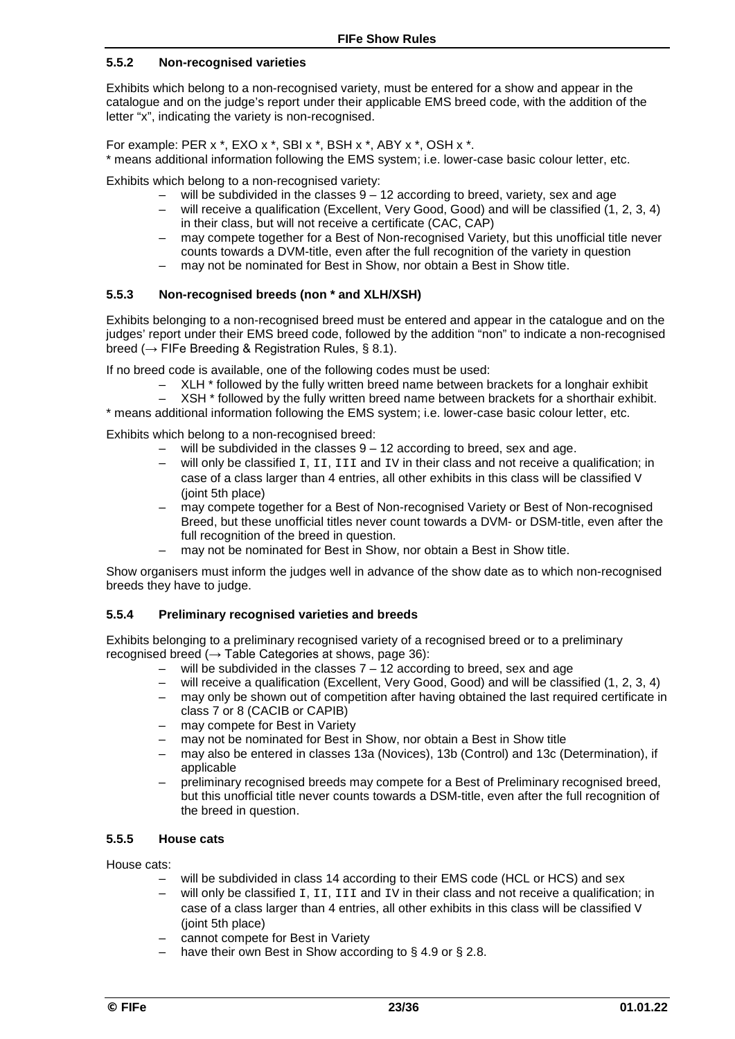#### 5.5.2 Non-recognised varieties

Exhibits which belong to a non-recognised variety, must be entered for a show and appear in the catalogue and on the judge's report under their applicable EMS breed code, with the addition of the letter "x", indicating the variety is non-recognised.

For example: PER x *, EXO x *, SBI x *, BSH x *, ABY x *, OSH x *.
* means additional information following the EMS system; i.e. lower-case basic colour letter, etc.

Exhibits which belong to a non-recognised variety:

- will be subdivided in the classes 9 – 12 according to breed, variety, sex and age
- will receive a qualification (Excellent, Very Good, Good) and will be classified (1, 2, 3, 4) in their class, but will not receive a certificate (CAC, CAP)
- may compete together for a Best of Non-recognised Variety, but this unofficial title never counts towards a DVM-title, even after the full recognition of the variety in question
- may not be nominated for Best in Show, nor obtain a Best in Show title.

#### 5.5.3 Non-recognised breeds (non * and XLH/XSH)

Exhibits belonging to a non-recognised breed must be entered and appear in the catalogue and on the judges' report under their EMS breed code, followed by the addition "non" to indicate a non-recognised breed (→ FIFe Breeding & Registration Rules, § 8.1).

If no breed code is available, one of the following codes must be used:

- XLH * followed by the fully written breed name between brackets for a longhair exhibit
- XSH * followed by the fully written breed name between brackets for a shorthair exhibit.

* means additional information following the EMS system; i.e. lower-case basic colour letter, etc.

Exhibits which belong to a non-recognised breed:

- will be subdivided in the classes 9 – 12 according to breed, sex and age.
- will only be classified I, II, III and IV in their class and not receive a qualification; in case of a class larger than 4 entries, all other exhibits in this class will be classified V (joint 5th place)
- may compete together for a Best of Non-recognised Variety or Best of Non-recognised Breed, but these unofficial titles never count towards a DVM- or DSM-title, even after the full recognition of the breed in question.
- may not be nominated for Best in Show, nor obtain a Best in Show title.

Show organisers must inform the judges well in advance of the show date as to which non-recognised breeds they have to judge.

#### 5.5.4 Preliminary recognised varieties and breeds

Exhibits belonging to a preliminary recognised variety of a recognised breed or to a preliminary recognised breed (→ Table Categories at shows, page 36):

- will be subdivided in the classes 7 – 12 according to breed, sex and age
- will receive a qualification (Excellent, Very Good, Good) and will be classified (1, 2, 3, 4)
- may only be shown out of competition after having obtained the last required certificate in class 7 or 8 (CACIB or CAPIB)
- may compete for Best in Variety
- may not be nominated for Best in Show, nor obtain a Best in Show title
- may also be entered in classes 13a (Novices), 13b (Control) and 13c (Determination), if applicable
- preliminary recognised breeds may compete for a Best of Preliminary recognised breed, but this unofficial title never counts towards a DSM-title, even after the full recognition of the breed in question.

#### 5.5.5 House cats

House cats:

- will be subdivided in class 14 according to their EMS code (HCL or HCS) and sex
- will only be classified I, II, III and IV in their class and not receive a qualification; in case of a class larger than 4 entries, all other exhibits in this class will be classified V (joint 5th place)
- cannot compete for Best in Variety
- have their own Best in Show according to § 4.9 or § 2.8.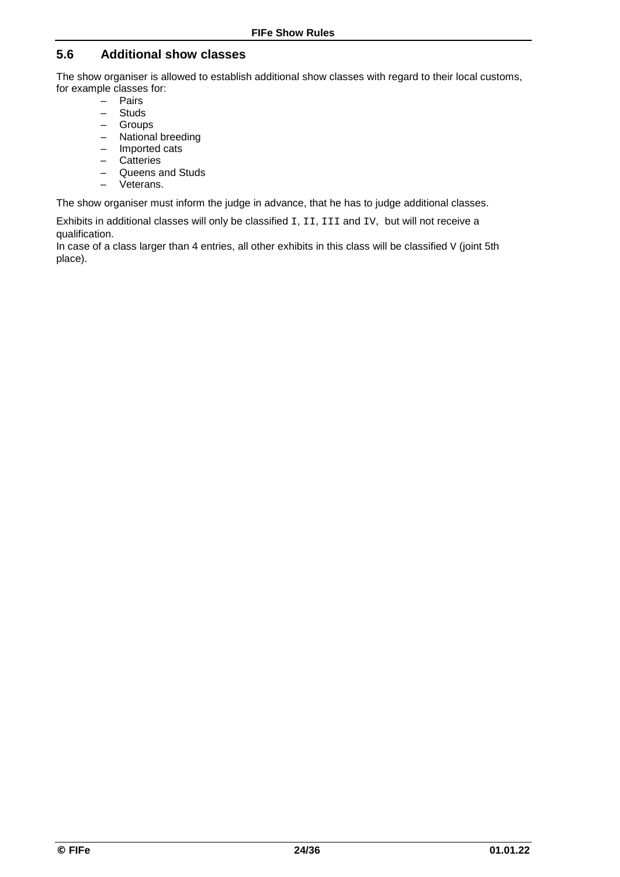## 5.6 Additional show classes

The show organiser is allowed to establish additional show classes with regard to their local customs, for example classes for:

- Pairs
- Studs
- Groups
- National breeding
- Imported cats
- Catteries
- Queens and Studs
- Veterans.

The show organiser must inform the judge in advance, that he has to judge additional classes.

Exhibits in additional classes will only be classified I, II, III and IV, but will not receive a qualification.
In case of a class larger than 4 entries, all other exhibits in this class will be classified V (joint 5th place).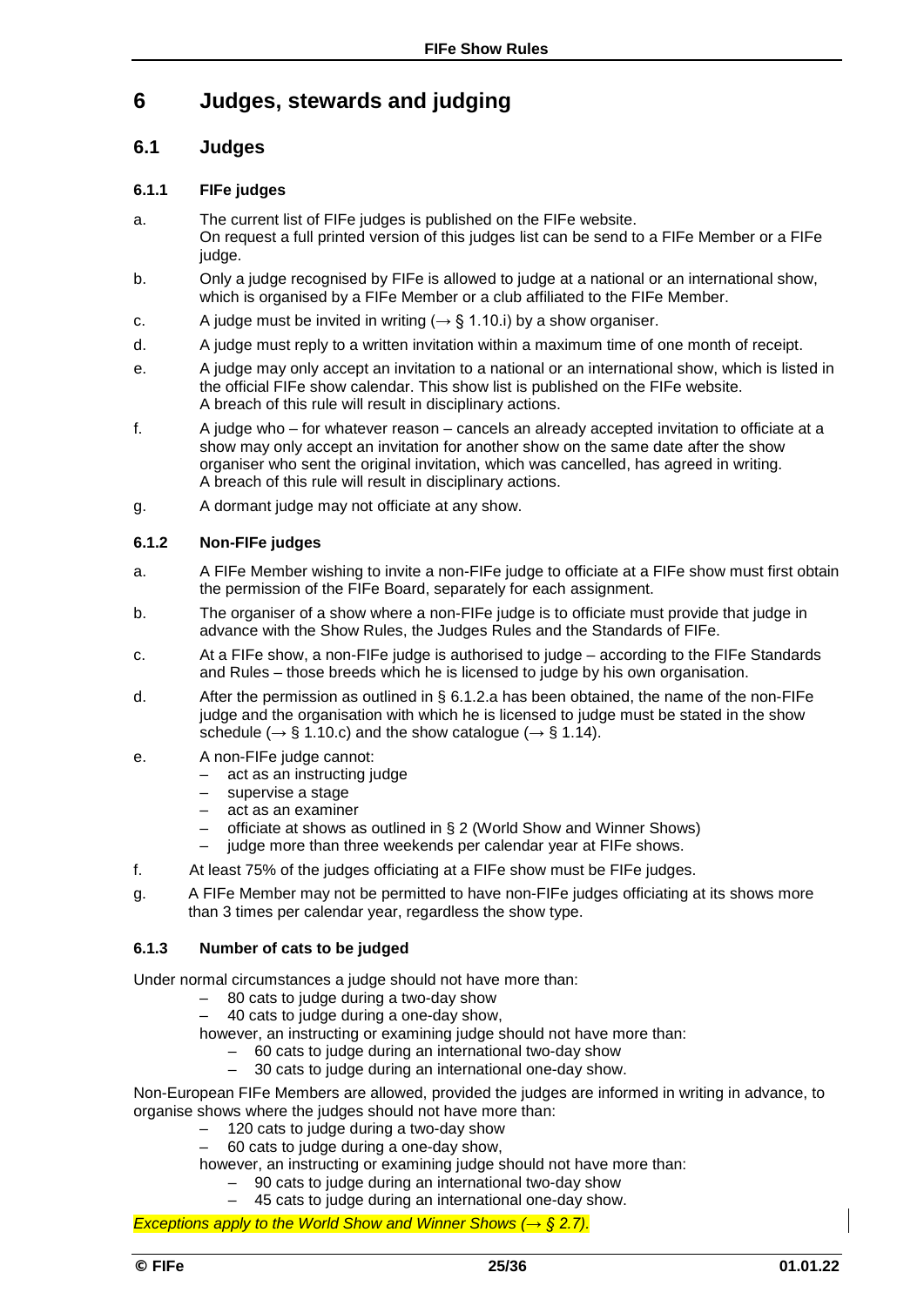# 6 Judges, stewards and judging

## 6.1 Judges

### 6.1.1 FIFe judges

a. The current list of FIFe judges is published on the FIFe website.
On request a full printed version of this judges list can be send to a FIFe Member or a FIFe judge.

b. Only a judge recognised by FIFe is allowed to judge at a national or an international show, which is organised by a FIFe Member or a club affiliated to the FIFe Member.

c. A judge must be invited in writing (→ § 1.10.i) by a show organiser.

d. A judge must reply to a written invitation within a maximum time of one month of receipt.

e. A judge may only accept an invitation to a national or an international show, which is listed in the official FIFe show calendar. This show list is published on the FIFe website.
A breach of this rule will result in disciplinary actions.

f. A judge who – for whatever reason – cancels an already accepted invitation to officiate at a show may only accept an invitation for another show on the same date after the show organiser who sent the original invitation, which was cancelled, has agreed in writing.
A breach of this rule will result in disciplinary actions.

g. A dormant judge may not officiate at any show.

### 6.1.2 Non-FIFe judges

a. A FIFe Member wishing to invite a non-FIFe judge to officiate at a FIFe show must first obtain the permission of the FIFe Board, separately for each assignment.

b. The organiser of a show where a non-FIFe judge is to officiate must provide that judge in advance with the Show Rules, the Judges Rules and the Standards of FIFe.

c. At a FIFe show, a non-FIFe judge is authorised to judge – according to the FIFe Standards and Rules – those breeds which he is licensed to judge by his own organisation.

d. After the permission as outlined in § 6.1.2.a has been obtained, the name of the non-FIFe judge and the organisation with which he is licensed to judge must be stated in the show schedule (→ § 1.10.c) and the show catalogue (→ § 1.14).

e. A non-FIFe judge cannot:
   - act as an instructing judge
   - supervise a stage
   - act as an examiner
   - officiate at shows as outlined in § 2 (World Show and Winner Shows)
   - judge more than three weekends per calendar year at FIFe shows.

f. At least 75% of the judges officiating at a FIFe show must be FIFe judges.

g. A FIFe Member may not be permitted to have non-FIFe judges officiating at its shows more than 3 times per calendar year, regardless the show type.

### 6.1.3 Number of cats to be judged

Under normal circumstances a judge should not have more than:

- 80 cats to judge during a two-day show
- 40 cats to judge during a one-day show,

however, an instructing or examining judge should not have more than:

- 60 cats to judge during an international two-day show
- 30 cats to judge during an international one-day show.

Non-European FIFe Members are allowed, provided the judges are informed in writing in advance, to organise shows where the judges should not have more than:

- 120 cats to judge during a two-day show
- 60 cats to judge during a one-day show,

however, an instructing or examining judge should not have more than:

- 90 cats to judge during an international two-day show
- 45 cats to judge during an international one-day show.

*Exceptions apply to the World Show and Winner Shows (→ § 2.7).*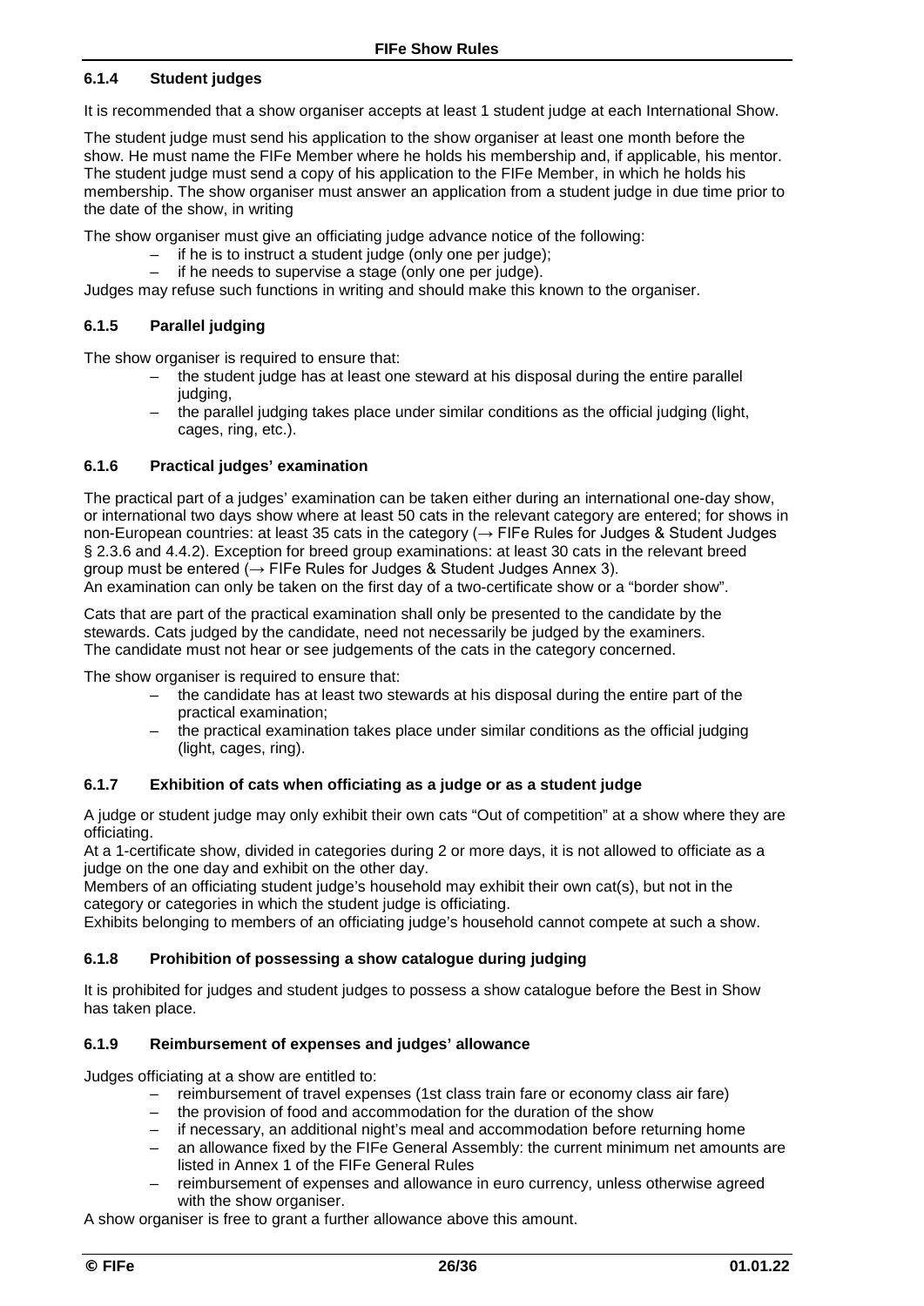### 6.1.4 Student judges

It is recommended that a show organiser accepts at least 1 student judge at each International Show.

The student judge must send his application to the show organiser at least one month before the show. He must name the FIFe Member where he holds his membership and, if applicable, his mentor. The student judge must send a copy of his application to the FIFe Member, in which he holds his membership. The show organiser must answer an application from a student judge in due time prior to the date of the show, in writing

The show organiser must give an officiating judge advance notice of the following:

- if he is to instruct a student judge (only one per judge);
- if he needs to supervise a stage (only one per judge).

Judges may refuse such functions in writing and should make this known to the organiser.

### 6.1.5 Parallel judging

The show organiser is required to ensure that:

- the student judge has at least one steward at his disposal during the entire parallel judging,
- the parallel judging takes place under similar conditions as the official judging (light, cages, ring, etc.).

### 6.1.6 Practical judges' examination

The practical part of a judges' examination can be taken either during an international one-day show, or international two days show where at least 50 cats in the relevant category are entered; for shows in non-European countries: at least 35 cats in the category (→ FIFe Rules for Judges & Student Judges § 2.3.6 and 4.4.2). Exception for breed group examinations: at least 30 cats in the relevant breed group must be entered (→ FIFe Rules for Judges & Student Judges Annex 3).
An examination can only be taken on the first day of a two-certificate show or a "border show".

Cats that are part of the practical examination shall only be presented to the candidate by the stewards. Cats judged by the candidate, need not necessarily be judged by the examiners.
The candidate must not hear or see judgements of the cats in the category concerned.

The show organiser is required to ensure that:

- the candidate has at least two stewards at his disposal during the entire part of the practical examination;
- the practical examination takes place under similar conditions as the official judging (light, cages, ring).

### 6.1.7 Exhibition of cats when officiating as a judge or as a student judge

A judge or student judge may only exhibit their own cats "Out of competition" at a show where they are officiating.
At a 1-certificate show, divided in categories during 2 or more days, it is not allowed to officiate as a judge on the one day and exhibit on the other day.
Members of an officiating student judge's household may exhibit their own cat(s), but not in the category or categories in which the student judge is officiating.
Exhibits belonging to members of an officiating judge's household cannot compete at such a show.

### 6.1.8 Prohibition of possessing a show catalogue during judging

It is prohibited for judges and student judges to possess a show catalogue before the Best in Show has taken place.

### 6.1.9 Reimbursement of expenses and judges' allowance

Judges officiating at a show are entitled to:

- reimbursement of travel expenses (1st class train fare or economy class air fare)
- the provision of food and accommodation for the duration of the show
- if necessary, an additional night's meal and accommodation before returning home
- an allowance fixed by the FIFe General Assembly: the current minimum net amounts are listed in Annex 1 of the FIFe General Rules
- reimbursement of expenses and allowance in euro currency, unless otherwise agreed with the show organiser.

A show organiser is free to grant a further allowance above this amount.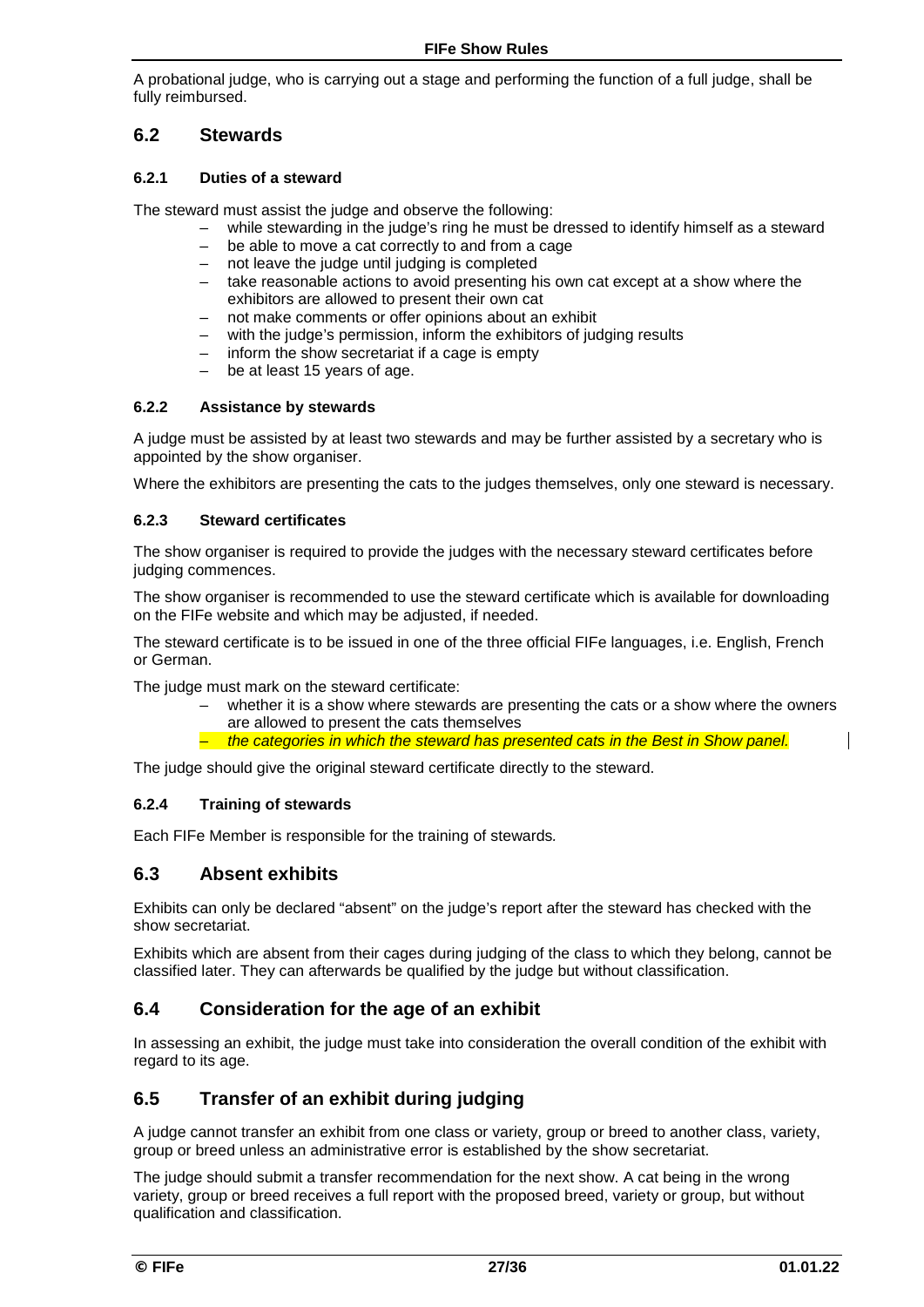A probational judge, who is carrying out a stage and performing the function of a full judge, shall be fully reimbursed.

## 6.2 Stewards

### 6.2.1 Duties of a steward

The steward must assist the judge and observe the following:

- while stewarding in the judge's ring he must be dressed to identify himself as a steward
- be able to move a cat correctly to and from a cage
- not leave the judge until judging is completed
- take reasonable actions to avoid presenting his own cat except at a show where the exhibitors are allowed to present their own cat
- not make comments or offer opinions about an exhibit
- with the judge's permission, inform the exhibitors of judging results
- inform the show secretariat if a cage is empty
- be at least 15 years of age.

### 6.2.2 Assistance by stewards

A judge must be assisted by at least two stewards and may be further assisted by a secretary who is appointed by the show organiser.

Where the exhibitors are presenting the cats to the judges themselves, only one steward is necessary.

### 6.2.3 Steward certificates

The show organiser is required to provide the judges with the necessary steward certificates before judging commences.

The show organiser is recommended to use the steward certificate which is available for downloading on the FIFe website and which may be adjusted, if needed.

The steward certificate is to be issued in one of the three official FIFe languages, i.e. English, French or German.

The judge must mark on the steward certificate:

- whether it is a show where stewards are presenting the cats or a show where the owners are allowed to present the cats themselves
- *the categories in which the steward has presented cats in the Best in Show panel.*

The judge should give the original steward certificate directly to the steward.

### 6.2.4 Training of stewards

Each FIFe Member is responsible for the training of stewards.

## 6.3 Absent exhibits

Exhibits can only be declared "absent" on the judge's report after the steward has checked with the show secretariat.

Exhibits which are absent from their cages during judging of the class to which they belong, cannot be classified later. They can afterwards be qualified by the judge but without classification.

## 6.4 Consideration for the age of an exhibit

In assessing an exhibit, the judge must take into consideration the overall condition of the exhibit with regard to its age.

## 6.5 Transfer of an exhibit during judging

A judge cannot transfer an exhibit from one class or variety, group or breed to another class, variety, group or breed unless an administrative error is established by the show secretariat.

The judge should submit a transfer recommendation for the next show. A cat being in the wrong variety, group or breed receives a full report with the proposed breed, variety or group, but without qualification and classification.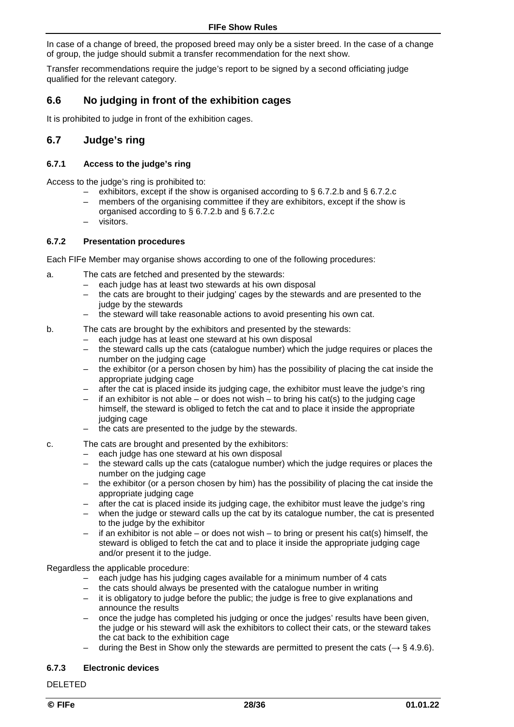In case of a change of breed, the proposed breed may only be a sister breed. In the case of a change of group, the judge should submit a transfer recommendation for the next show.

Transfer recommendations require the judge's report to be signed by a second officiating judge qualified for the relevant category.

## 6.6 No judging in front of the exhibition cages

It is prohibited to judge in front of the exhibition cages.

## 6.7 Judge's ring

### 6.7.1 Access to the judge's ring

Access to the judge's ring is prohibited to:

- exhibitors, except if the show is organised according to § 6.7.2.b and § 6.7.2.c
- members of the organising committee if they are exhibitors, except if the show is organised according to § 6.7.2.b and § 6.7.2.c
- visitors.

### 6.7.2 Presentation procedures

Each FIFe Member may organise shows according to one of the following procedures:

a. The cats are fetched and presented by the stewards:
   - each judge has at least two stewards at his own disposal
   - the cats are brought to their judging' cages by the stewards and are presented to the judge by the stewards
   - the steward will take reasonable actions to avoid presenting his own cat.

b. The cats are brought by the exhibitors and presented by the stewards:
   - each judge has at least one steward at his own disposal
   - the steward calls up the cats (catalogue number) which the judge requires or places the number on the judging cage
   - the exhibitor (or a person chosen by him) has the possibility of placing the cat inside the appropriate judging cage
   - after the cat is placed inside its judging cage, the exhibitor must leave the judge's ring
   - if an exhibitor is not able – or does not wish – to bring his cat(s) to the judging cage himself, the steward is obliged to fetch the cat and to place it inside the appropriate judging cage
   - the cats are presented to the judge by the stewards.

c. The cats are brought and presented by the exhibitors:
   - each judge has one steward at his own disposal
   - the steward calls up the cats (catalogue number) which the judge requires or places the number on the judging cage
   - the exhibitor (or a person chosen by him) has the possibility of placing the cat inside the appropriate judging cage
   - after the cat is placed inside its judging cage, the exhibitor must leave the judge's ring
   - when the judge or steward calls up the cat by its catalogue number, the cat is presented to the judge by the exhibitor
   - if an exhibitor is not able – or does not wish – to bring or present his cat(s) himself, the steward is obliged to fetch the cat and to place it inside the appropriate judging cage and/or present it to the judge.

Regardless the applicable procedure:

- each judge has his judging cages available for a minimum number of 4 cats
- the cats should always be presented with the catalogue number in writing
- it is obligatory to judge before the public; the judge is free to give explanations and announce the results
- once the judge has completed his judging or once the judges' results have been given, the judge or his steward will ask the exhibitors to collect their cats, or the steward takes the cat back to the exhibition cage
- during the Best in Show only the stewards are permitted to present the cats (→ § 4.9.6).

### 6.7.3 Electronic devices

DELETED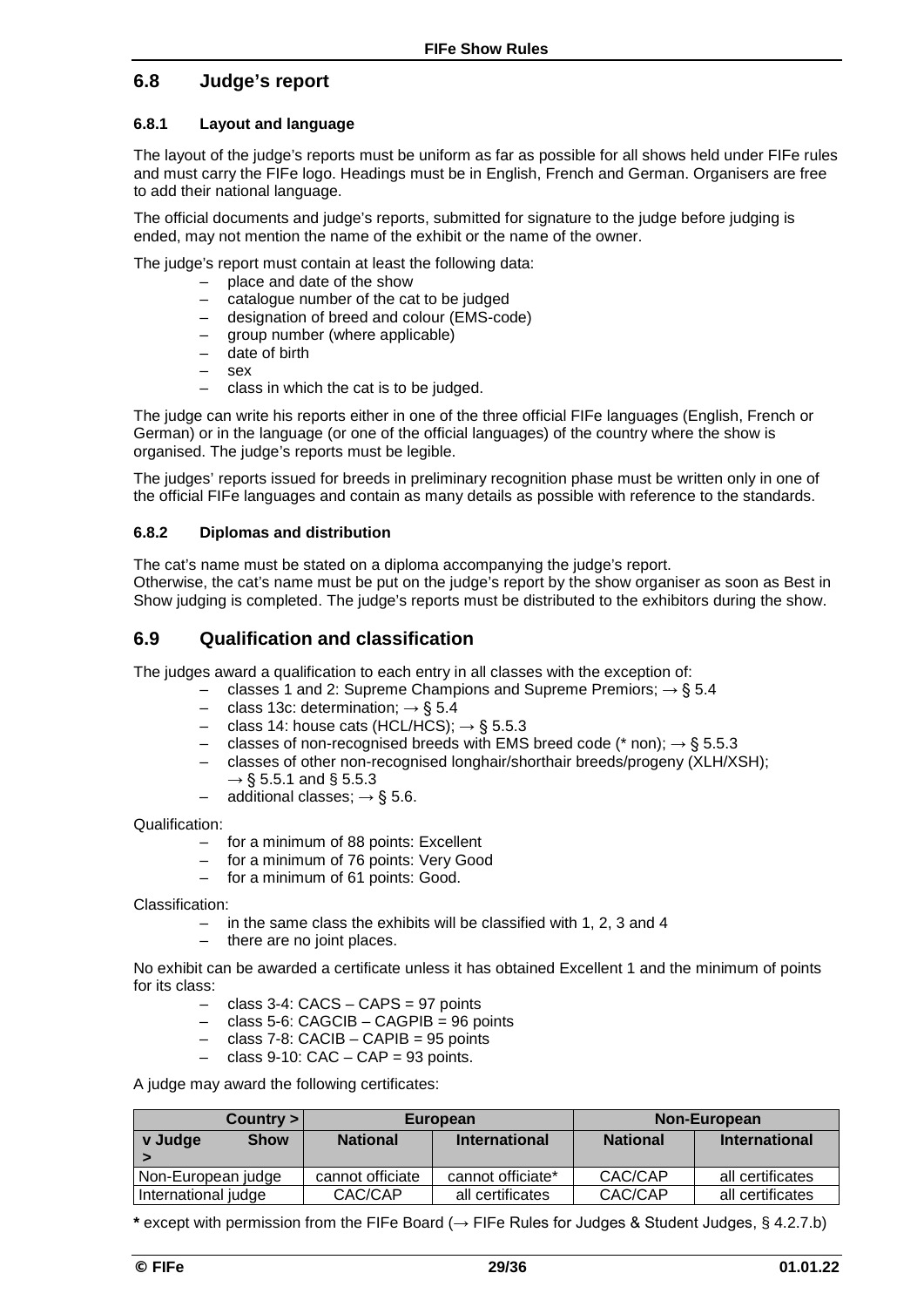## 6.8 Judge's report

### 6.8.1 Layout and language

The layout of the judge's reports must be uniform as far as possible for all shows held under FIFe rules and must carry the FIFe logo. Headings must be in English, French and German. Organisers are free to add their national language.

The official documents and judge's reports, submitted for signature to the judge before judging is ended, may not mention the name of the exhibit or the name of the owner.

The judge's report must contain at least the following data:

- place and date of the show
- catalogue number of the cat to be judged
- designation of breed and colour (EMS-code)
- group number (where applicable)
- date of birth
- sex
- class in which the cat is to be judged.

The judge can write his reports either in one of the three official FIFe languages (English, French or German) or in the language (or one of the official languages) of the country where the show is organised. The judge's reports must be legible.

The judges' reports issued for breeds in preliminary recognition phase must be written only in one of the official FIFe languages and contain as many details as possible with reference to the standards.

### 6.8.2 Diplomas and distribution

The cat's name must be stated on a diploma accompanying the judge's report.
Otherwise, the cat's name must be put on the judge's report by the show organiser as soon as Best in Show judging is completed. The judge's reports must be distributed to the exhibitors during the show.

## 6.9 Qualification and classification

The judges award a qualification to each entry in all classes with the exception of:

- classes 1 and 2: Supreme Champions and Supreme Premiors; → § 5.4
- class 13c: determination; → § 5.4
- class 14: house cats (HCL/HCS); → § 5.5.3
- classes of non-recognised breeds with EMS breed code (* non); → § 5.5.3
- classes of other non-recognised longhair/shorthair breeds/progeny (XLH/XSH); → § 5.5.1 and § 5.5.3
- additional classes; → § 5.6.

Qualification:

- for a minimum of 88 points: Excellent
- for a minimum of 76 points: Very Good
- for a minimum of 61 points: Good.

Classification:

- in the same class the exhibits will be classified with 1, 2, 3 and 4
- there are no joint places.

No exhibit can be awarded a certificate unless it has obtained Excellent 1 and the minimum of points for its class:

- class 3-4: CACS – CAPS = 97 points
- class 5-6: CAGCIB – CAGPIB = 96 points
- class 7-8: CACIB – CAPIB = 95 points
- class 9-10: CAC – CAP = 93 points.

A judge may award the following certificates:

| Country > | European | | Non-European | |
|---|---|---|---|---|
| v Judge Show > | National | International | National | International |
| Non-European judge | cannot officiate | cannot officiate* | CAC/CAP | all certificates |
| International judge | CAC/CAP | all certificates | CAC/CAP | all certificates |

**\*** except with permission from the FIFe Board (→ FIFe Rules for Judges & Student Judges, § 4.2.7.b)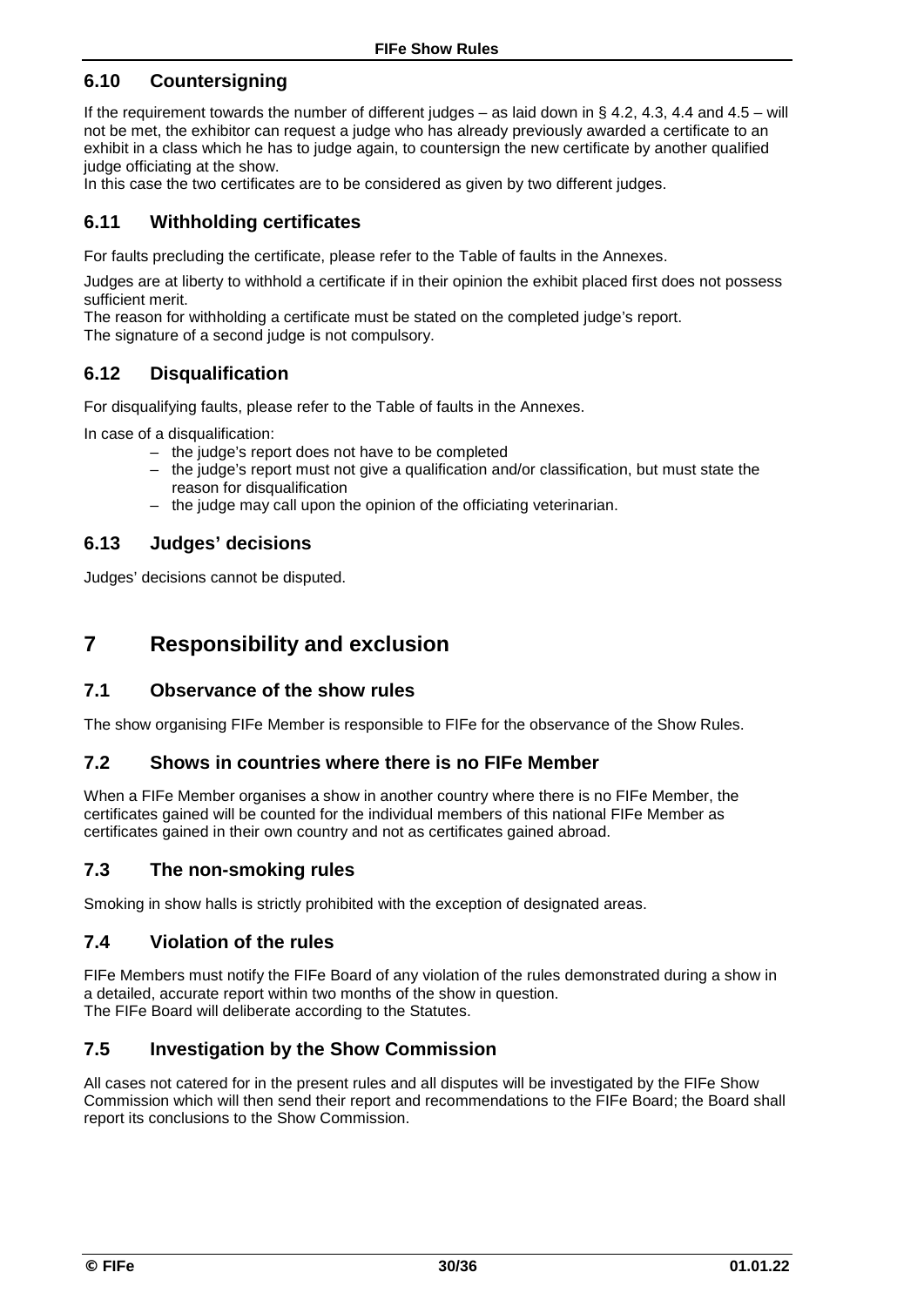### 6.10 Countersigning

If the requirement towards the number of different judges – as laid down in § 4.2, 4.3, 4.4 and 4.5 – will not be met, the exhibitor can request a judge who has already previously awarded a certificate to an exhibit in a class which he has to judge again, to countersign the new certificate by another qualified judge officiating at the show.
In this case the two certificates are to be considered as given by two different judges.

### 6.11 Withholding certificates

For faults precluding the certificate, please refer to the Table of faults in the Annexes.

Judges are at liberty to withhold a certificate if in their opinion the exhibit placed first does not possess sufficient merit.
The reason for withholding a certificate must be stated on the completed judge's report.
The signature of a second judge is not compulsory.

### 6.12 Disqualification

For disqualifying faults, please refer to the Table of faults in the Annexes.

In case of a disqualification:

- the judge's report does not have to be completed
- the judge's report must not give a qualification and/or classification, but must state the reason for disqualification
- the judge may call upon the opinion of the officiating veterinarian.

### 6.13 Judges' decisions

Judges' decisions cannot be disputed.

## 7 Responsibility and exclusion

### 7.1 Observance of the show rules

The show organising FIFe Member is responsible to FIFe for the observance of the Show Rules.

### 7.2 Shows in countries where there is no FIFe Member

When a FIFe Member organises a show in another country where there is no FIFe Member, the certificates gained will be counted for the individual members of this national FIFe Member as certificates gained in their own country and not as certificates gained abroad.

### 7.3 The non-smoking rules

Smoking in show halls is strictly prohibited with the exception of designated areas.

### 7.4 Violation of the rules

FIFe Members must notify the FIFe Board of any violation of the rules demonstrated during a show in a detailed, accurate report within two months of the show in question.
The FIFe Board will deliberate according to the Statutes.

### 7.5 Investigation by the Show Commission

All cases not catered for in the present rules and all disputes will be investigated by the FIFe Show Commission which will then send their report and recommendations to the FIFe Board; the Board shall report its conclusions to the Show Commission.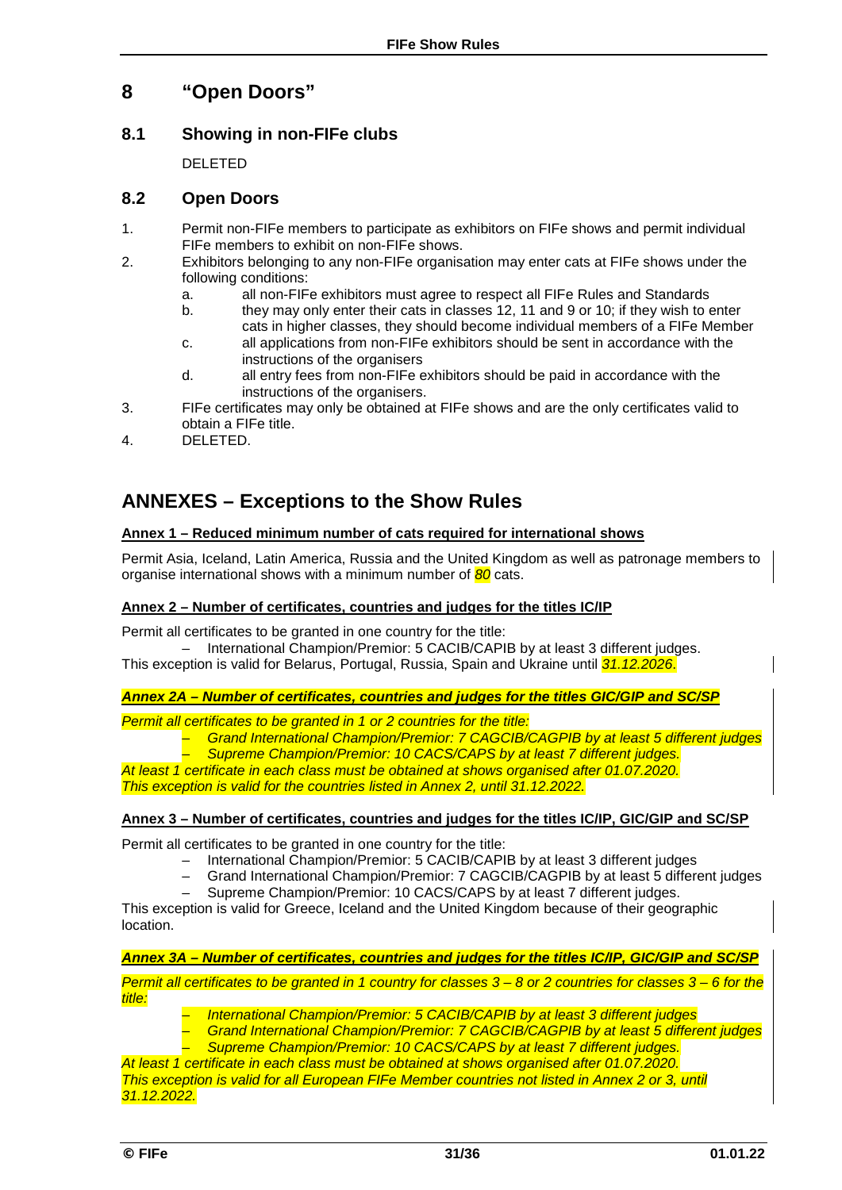# 8 "Open Doors"

## 8.1 Showing in non-FIFe clubs

DELETED

## 8.2 Open Doors

1. Permit non-FIFe members to participate as exhibitors on FIFe shows and permit individual FIFe members to exhibit on non-FIFe shows.
2. Exhibitors belonging to any non-FIFe organisation may enter cats at FIFe shows under the following conditions:
   a. all non-FIFe exhibitors must agree to respect all FIFe Rules and Standards
   b. they may only enter their cats in classes 12, 11 and 9 or 10; if they wish to enter cats in higher classes, they should become individual members of a FIFe Member
   c. all applications from non-FIFe exhibitors should be sent in accordance with the instructions of the organisers
   d. all entry fees from non-FIFe exhibitors should be paid in accordance with the instructions of the organisers.
3. FIFe certificates may only be obtained at FIFe shows and are the only certificates valid to obtain a FIFe title.
4. DELETED.

# ANNEXES – Exceptions to the Show Rules

**Annex 1 – Reduced minimum number of cats required for international shows**

Permit Asia, Iceland, Latin America, Russia and the United Kingdom as well as patronage members to organise international shows with a minimum number of *80* cats.

**Annex 2 – Number of certificates, countries and judges for the titles IC/IP**

Permit all certificates to be granted in one country for the title:

– International Champion/Premior: 5 CACIB/CAPIB by at least 3 different judges.

This exception is valid for Belarus, Portugal, Russia, Spain and Ukraine until *31.12.2026*.

***Annex 2A – Number of certificates, countries and judges for the titles GIC/GIP and SC/SP***

*Permit all certificates to be granted in 1 or 2 countries for the title:*

*– Grand International Champion/Premior: 7 CAGCIB/CAGPIB by at least 5 different judges*
*– Supreme Champion/Premior: 10 CACS/CAPS by at least 7 different judges.*

*At least 1 certificate in each class must be obtained at shows organised after 01.07.2020.*
*This exception is valid for the countries listed in Annex 2, until 31.12.2022.*

**Annex 3 – Number of certificates, countries and judges for the titles IC/IP, GIC/GIP and SC/SP**

Permit all certificates to be granted in one country for the title:

– International Champion/Premior: 5 CACIB/CAPIB by at least 3 different judges
– Grand International Champion/Premior: 7 CAGCIB/CAGPIB by at least 5 different judges
– Supreme Champion/Premior: 10 CACS/CAPS by at least 7 different judges.

This exception is valid for Greece, Iceland and the United Kingdom because of their geographic location.

***Annex 3A – Number of certificates, countries and judges for the titles IC/IP, GIC/GIP and SC/SP***

*Permit all certificates to be granted in 1 country for classes 3 – 8 or 2 countries for classes 3 – 6 for the title:*

*– International Champion/Premior: 5 CACIB/CAPIB by at least 3 different judges*
*– Grand International Champion/Premior: 7 CAGCIB/CAGPIB by at least 5 different judges*
*– Supreme Champion/Premior: 10 CACS/CAPS by at least 7 different judges.*

*At least 1 certificate in each class must be obtained at shows organised after 01.07.2020.*
*This exception is valid for all European FIFe Member countries not listed in Annex 2 or 3, until 31.12.2022.*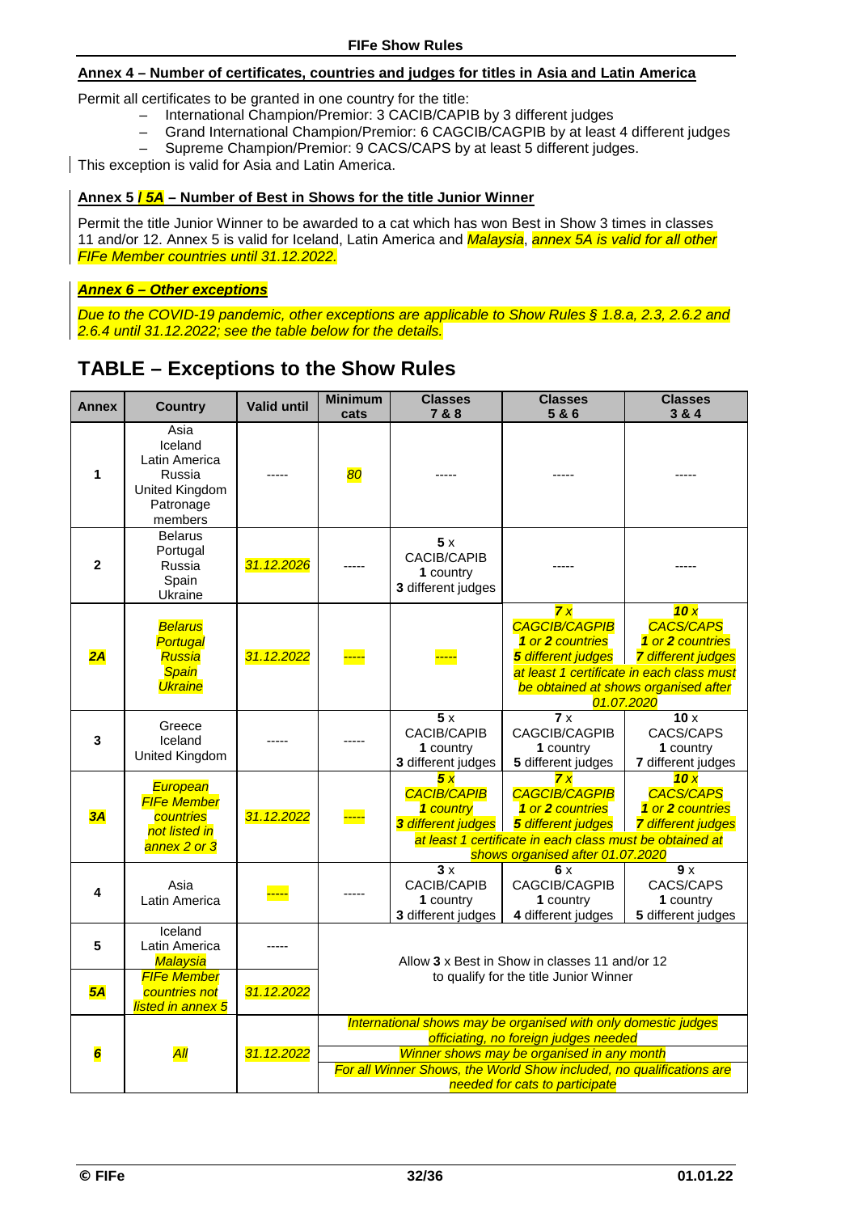### Annex 4 – Number of certificates, countries and judges for titles in Asia and Latin America

Permit all certificates to be granted in one country for the title:

- International Champion/Premior: 3 CACIB/CAPIB by 3 different judges
- Grand International Champion/Premior: 6 CAGCIB/CAGPIB by at least 4 different judges
- Supreme Champion/Premior: 9 CACS/CAPS by at least 5 different judges.

This exception is valid for Asia and Latin America.

### Annex 5 */ 5A* – Number of Best in Shows for the title Junior Winner

Permit the title Junior Winner to be awarded to a cat which has won Best in Show 3 times in classes 11 and/or 12. Annex 5 is valid for Iceland, Latin America and *Malaysia*, *annex 5A is valid for all other FIFe Member countries until 31.12.2022.*

### *Annex 6 – Other exceptions*

*Due to the COVID-19 pandemic, other exceptions are applicable to Show Rules § 1.8.a, 2.3, 2.6.2 and 2.6.4 until 31.12.2022; see the table below for the details.*

## TABLE – Exceptions to the Show Rules

| Annex | Country | Valid until | Minimum cats | Classes 7 & 8 | Classes 5 & 6 | Classes 3 & 4 |
|---|---|---|---|---|---|---|
| 1 | Asia Iceland Latin America Russia United Kingdom Patronage members | ----- | *80* | ----- | ----- | ----- |
| 2 | Belarus Portugal Russia Spain Ukraine | *31.12.2026* | ----- | **5** x CACIB/CAPIB **1** country **3** different judges | ----- | ----- |
| *2A* | *Belarus Portugal Russia Spain Ukraine* | *31.12.2022* | *-----* | *-----* | ***7** x CAGCIB/CAGPIB **1** or **2** countries **5** different judges* | ***10** x CACS/CAPS **1** or **2** countries **7** different judges* |
| | | | | | *at least 1 certificate in each class must be obtained at shows organised after 01.07.2020* | |
| 3 | Greece Iceland United Kingdom | ----- | ----- | **5** x CACIB/CAPIB **1** country **3** different judges | **7** x CAGCIB/CAGPIB **1** country **5** different judges | **10** x CACS/CAPS **1** country **7** different judges |
| *3A* | *European FIFe Member countries not listed in annex 2 or 3* | *31.12.2022* | *-----* | ***5** x CACIB/CAPIB **1** country **3** different judges* | ***7** x CAGCIB/CAGPIB **1** or **2** countries **5** different judges* | ***10** x CACS/CAPS **1** or **2** countries **7** different judges* |
| | | | | *at least 1 certificate in each class must be obtained at shows organised after 01.07.2020* | | |
| 4 | Asia Latin America | *-----* | ----- | **3** x CACIB/CAPIB **1** country **3** different judges | **6** x CAGCIB/CAGPIB **1** country **4** different judges | **9** x CACS/CAPS **1** country **5** different judges |
| 5 | Iceland Latin America *Malaysia* | ----- | Allow **3** x Best in Show in classes 11 and/or 12 to qualify for the title Junior Winner | | | |
| *5A* | *FIFe Member countries not listed in annex 5* | *31.12.2022* | | | | |
| *6* | *All* | *31.12.2022* | *International shows may be organised with only domestic judges officiating, no foreign judges needed* | | | |
| | | | *Winner shows may be organised in any month* | | | |
| | | | *For all Winner Shows, the World Show included, no qualifications are needed for cats to participate* | | | |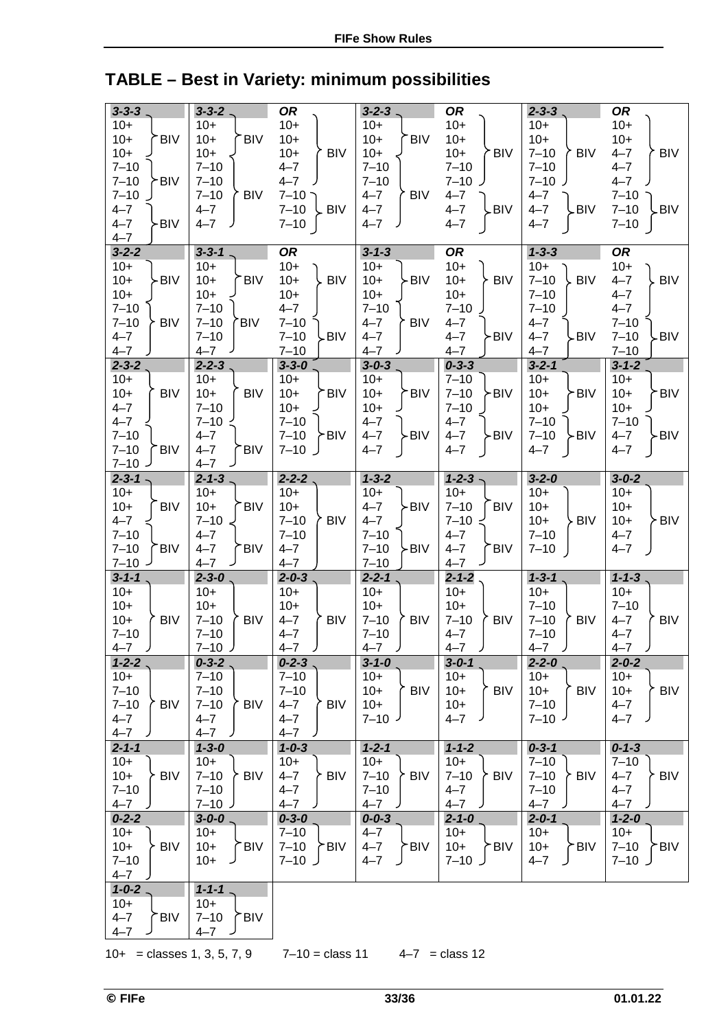## TABLE – Best in Variety: minimum possibilities

Each group of entries listed together yields one BIV.

| Combination | BIV | BIV | BIV |
|---|---|---|---|
| 3-3-3 | 10+, 10+, 10+ | 7–10, 7–10, 7–10 | 4–7, 4–7, 4–7 |
| 3-3-2 | 10+, 10+, 10+, 7–10 | 7–10, 7–10, 4–7, 4–7 | |
| OR | 10+, 10+, 10+, 4–7, 4–7 | 7–10, 7–10, 7–10 | |
| 3-2-3 | 10+, 10+, 10+, 7–10 | 7–10, 4–7, 4–7, 4–7 | |
| OR | 10+, 10+, 10+, 7–10, 7–10 | 4–7, 4–7, 4–7 | |
| 2-3-3 | 10+, 10+, 7–10, 7–10, 7–10 | 4–7, 4–7, 4–7 | |
| OR | 10+, 10+, 4–7, 4–7, 4–7 | 7–10, 7–10, 7–10 | |
| 3-2-2 | 10+, 10+, 10+ | 7–10, 7–10, 4–7, 4–7 | |
| 3-3-1 | 10+, 10+, 10+ | 7–10, 7–10, 7–10, 4–7 | |
| OR | 10+, 10+, 10+, 4–7 | 7–10, 7–10, 7–10 | |
| 3-1-3 | 10+, 10+, 10+ | 7–10, 4–7, 4–7, 4–7 | |
| OR | 10+, 10+, 10+, 7–10 | 4–7, 4–7, 4–7 | |
| 1-3-3 | 10+, 7–10, 7–10, 7–10 | 4–7, 4–7, 4–7 | |
| OR | 10+, 4–7, 4–7, 4–7 | 7–10, 7–10, 7–10 | |
| 2-3-2 | 10+, 10+, 4–7, 4–7 | 7–10, 7–10, 7–10 | |
| 2-2-3 | 10+, 10+, 7–10, 7–10 | 4–7, 4–7, 4–7 | |
| 3-3-0 | 10+, 10+, 10+ | 7–10, 7–10, 7–10 | |
| 3-0-3 | 10+, 10+, 10+ | 4–7, 4–7, 4–7 | |
| 0-3-3 | 7–10, 7–10, 7–10 | 4–7, 4–7, 4–7 | |
| 3-2-1 | 10+, 10+, 10+ | 7–10, 7–10, 4–7 | |
| 3-1-2 | 10+, 10+, 10+ | 7–10, 4–7, 4–7 | |
| 2-3-1 | 10+, 10+, 4–7 | 7–10, 7–10, 7–10 | |
| 2-1-3 | 10+, 10+, 7–10 | 4–7, 4–7, 4–7 | |
| 2-2-2 | 10+, 10+, 7–10, 7–10, 4–7, 4–7 | | |
| 1-3-2 | 10+, 4–7, 4–7 | 7–10, 7–10, 7–10 | |
| 1-2-3 | 10+, 7–10, 7–10 | 4–7, 4–7, 4–7 | |
| 3-2-0 | 10+, 10+, 10+, 7–10, 7–10 | | |
| 3-0-2 | 10+, 10+, 10+, 4–7, 4–7 | | |
| 3-1-1 | 10+, 10+, 10+, 7–10, 4–7 | | |
| 2-3-0 | 10+, 10+, 7–10, 7–10, 7–10 | | |
| 2-0-3 | 10+, 10+, 4–7, 4–7, 4–7 | | |
| 2-2-1 | 10+, 10+, 7–10, 7–10, 4–7 | | |
| 2-1-2 | 10+, 10+, 7–10, 4–7, 4–7 | | |
| 1-3-1 | 10+, 7–10, 7–10, 7–10, 4–7 | | |
| 1-1-3 | 10+, 7–10, 4–7, 4–7, 4–7 | | |
| 1-2-2 | 10+, 7–10, 7–10, 4–7, 4–7 | | |
| 0-3-2 | 7–10, 7–10, 7–10, 4–7, 4–7 | | |
| 0-2-3 | 7–10, 7–10, 4–7, 4–7, 4–7 | | |
| 3-1-0 | 10+, 10+, 10+, 7–10 | | |
| 3-0-1 | 10+, 10+, 10+, 4–7 | | |
| 2-2-0 | 10+, 10+, 7–10, 7–10 | | |
| 2-0-2 | 10+, 10+, 4–7, 4–7 | | |
| 2-1-1 | 10+, 10+, 7–10, 4–7 | | |
| 1-3-0 | 10+, 7–10, 7–10, 7–10 | | |
| 1-0-3 | 10+, 4–7, 4–7, 4–7 | | |
| 1-2-1 | 10+, 7–10, 7–10, 4–7 | | |
| 1-1-2 | 10+, 7–10, 4–7, 4–7 | | |
| 0-3-1 | 7–10, 7–10, 7–10, 4–7 | | |
| 0-1-3 | 7–10, 4–7, 4–7, 4–7 | | |
| 0-2-2 | 10+, 10+, 7–10, 4–7 | | |
| 3-0-0 | 10+, 10+, 10+ | | |
| 0-3-0 | 7–10, 7–10, 7–10 | | |
| 0-0-3 | 4–7, 4–7, 4–7 | | |
| 2-1-0 | 10+, 10+, 7–10 | | |
| 2-0-1 | 10+, 10+, 4–7 | | |
| 1-2-0 | 10+, 7–10, 7–10 | | |
| 1-0-2 | 10+, 4–7, 4–7 | | |
| 1-1-1 | 10+, 7–10, 4–7 | | |

10+ = classes 1, 3, 5, 7, 9      7–10 = class 11      4–7 = class 12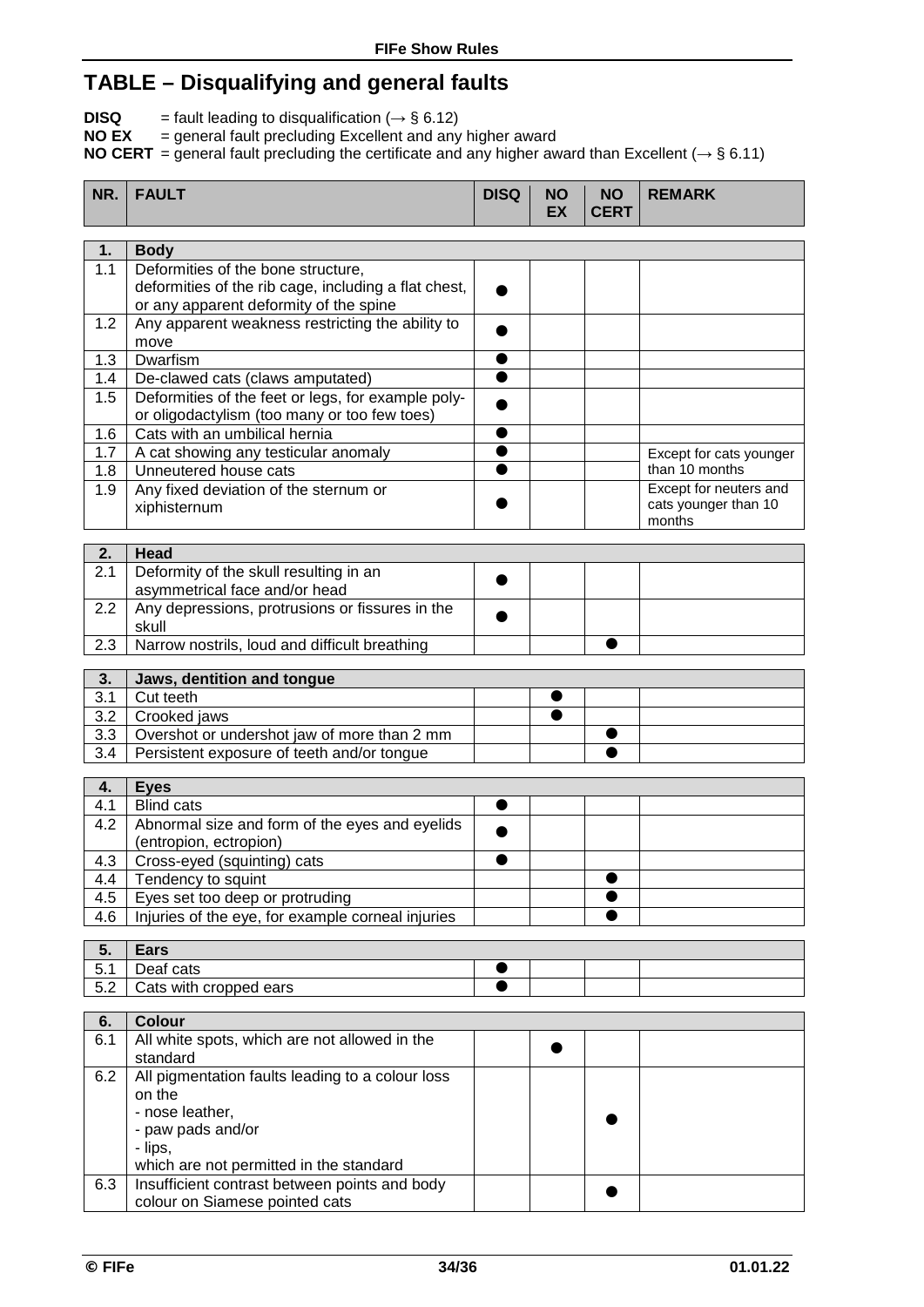# TABLE – Disqualifying and general faults

**DISQ** = fault leading to disqualification (→ § 6.12)
**NO EX** = general fault precluding Excellent and any higher award
**NO CERT** = general fault precluding the certificate and any higher award than Excellent (→ § 6.11)

| NR. | FAULT | DISQ | NO EX | NO CERT | REMARK |
|---|---|---|---|---|---|
| **1.** | **Body** | | | | |
| 1.1 | Deformities of the bone structure, deformities of the rib cage, including a flat chest, or any apparent deformity of the spine | ● | | | |
| 1.2 | Any apparent weakness restricting the ability to move | ● | | | |
| 1.3 | Dwarfism | ● | | | |
| 1.4 | De-clawed cats (claws amputated) | ● | | | |
| 1.5 | Deformities of the feet or legs, for example poly- or oligodactylism (too many or too few toes) | ● | | | |
| 1.6 | Cats with an umbilical hernia | ● | | | |
| 1.7 | A cat showing any testicular anomaly | ● | | | Except for cats younger than 10 months |
| 1.8 | Unneutered house cats | ● | | | Except for cats younger than 10 months |
| 1.9 | Any fixed deviation of the sternum or xiphisternum | ● | | | Except for neuters and cats younger than 10 months |
| **2.** | **Head** | | | | |
| 2.1 | Deformity of the skull resulting in an asymmetrical face and/or head | ● | | | |
| 2.2 | Any depressions, protrusions or fissures in the skull | ● | | | |
| 2.3 | Narrow nostrils, loud and difficult breathing | | | ● | |
| **3.** | **Jaws, dentition and tongue** | | | | |
| 3.1 | Cut teeth | | ● | | |
| 3.2 | Crooked jaws | | ● | | |
| 3.3 | Overshot or undershot jaw of more than 2 mm | | | ● | |
| 3.4 | Persistent exposure of teeth and/or tongue | | | ● | |
| **4.** | **Eyes** | | | | |
| 4.1 | Blind cats | ● | | | |
| 4.2 | Abnormal size and form of the eyes and eyelids (entropion, ectropion) | ● | | | |
| 4.3 | Cross-eyed (squinting) cats | ● | | | |
| 4.4 | Tendency to squint | | | ● | |
| 4.5 | Eyes set too deep or protruding | | | ● | |
| 4.6 | Injuries of the eye, for example corneal injuries | | | ● | |
| **5.** | **Ears** | | | | |
| 5.1 | Deaf cats | ● | | | |
| 5.2 | Cats with cropped ears | ● | | | |
| **6.** | **Colour** | | | | |
| 6.1 | All white spots, which are not allowed in the standard | | ● | | |
| 6.2 | All pigmentation faults leading to a colour loss on the<br>- nose leather,<br>- paw pads and/or<br>- lips,<br>which are not permitted in the standard | | | ● | |
| 6.3 | Insufficient contrast between points and body colour on Siamese pointed cats | | | ● | |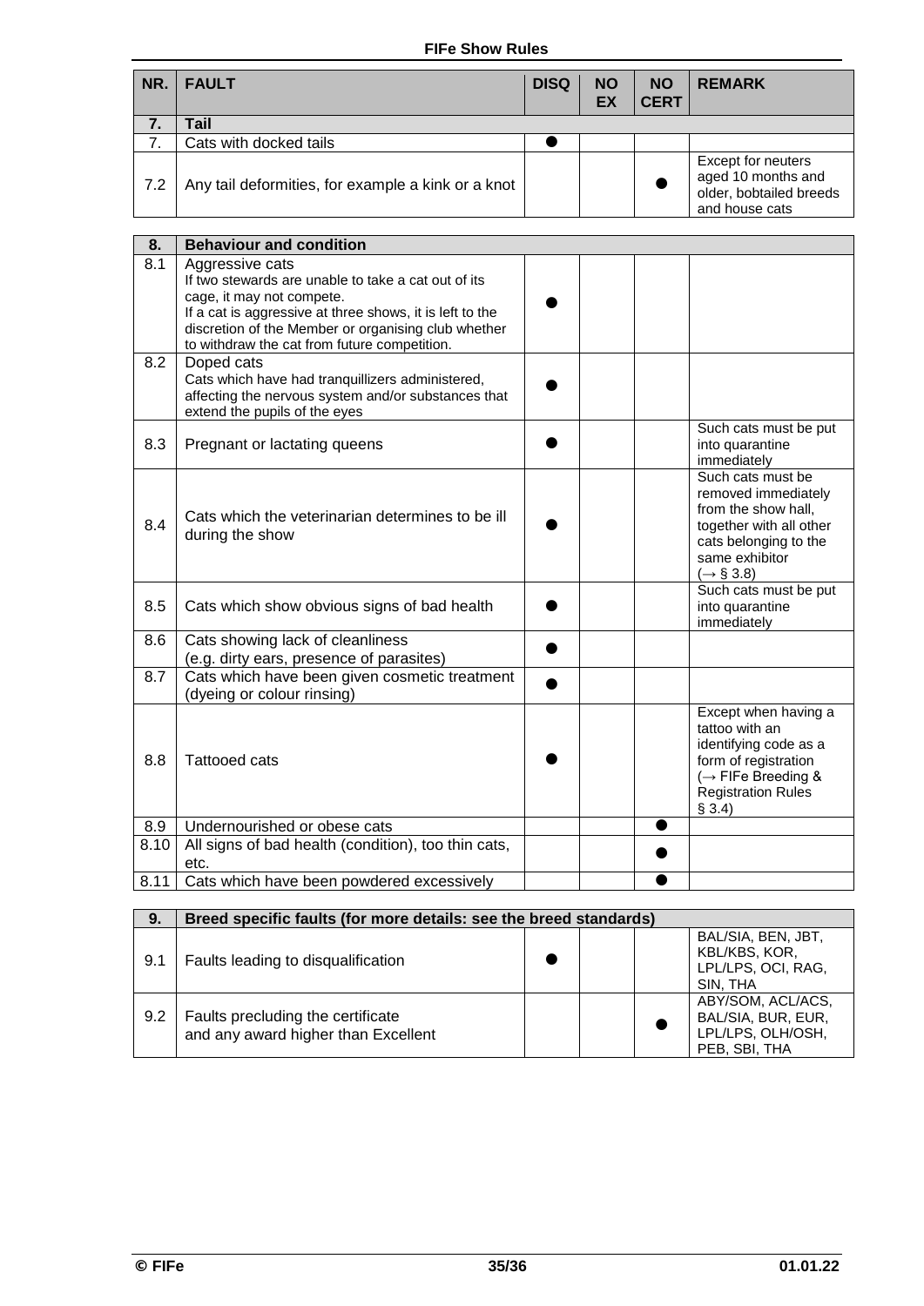| NR. | FAULT | DISQ | NO EX | NO CERT | REMARK |
|---|---|---|---|---|---|
| **7.** | **Tail** | | | | |
| 7. | Cats with docked tails | ● | | | |
| 7.2 | Any tail deformities, for example a kink or a knot | | | ● | Except for neuters aged 10 months and older, bobtailed breeds and house cats |

| 8. | Behaviour and condition | | | | |
|---|---|---|---|---|---|
| 8.1 | Aggressive cats<br>If two stewards are unable to take a cat out of its cage, it may not compete.<br>If a cat is aggressive at three shows, it is left to the discretion of the Member or organising club whether to withdraw the cat from future competition. | ● | | | |
| 8.2 | Doped cats<br>Cats which have had tranquillizers administered, affecting the nervous system and/or substances that extend the pupils of the eyes | ● | | | |
| 8.3 | Pregnant or lactating queens | ● | | | Such cats must be put into quarantine immediately |
| 8.4 | Cats which the veterinarian determines to be ill during the show | ● | | | Such cats must be removed immediately from the show hall, together with all other cats belonging to the same exhibitor (→ § 3.8) |
| 8.5 | Cats which show obvious signs of bad health | ● | | | Such cats must be put into quarantine immediately |
| 8.6 | Cats showing lack of cleanliness (e.g. dirty ears, presence of parasites) | ● | | | |
| 8.7 | Cats which have been given cosmetic treatment (dyeing or colour rinsing) | ● | | | |
| 8.8 | Tattooed cats | ● | | | Except when having a tattoo with an identifying code as a form of registration (→ FIFe Breeding & Registration Rules § 3.4) |
| 8.9 | Undernourished or obese cats | | | ● | |
| 8.10 | All signs of bad health (condition), too thin cats, etc. | | | ● | |
| 8.11 | Cats which have been powdered excessively | | | ● | |

| 9. | Breed specific faults (for more details: see the breed standards) | | | | |
|---|---|---|---|---|---|
| 9.1 | Faults leading to disqualification | ● | | | BAL/SIA, BEN, JBT, KBL/KBS, KOR, LPL/LPS, OCI, RAG, SIN, THA |
| 9.2 | Faults precluding the certificate and any award higher than Excellent | | | ● | ABY/SOM, ACL/ACS, BAL/SIA, BUR, EUR, LPL/LPS, OLH/OSH, PEB, SBI, THA |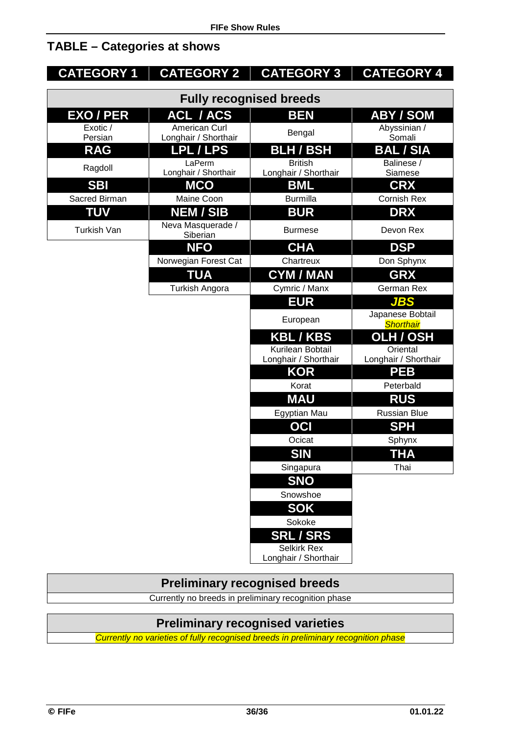## TABLE – Categories at shows

| CATEGORY 1 | CATEGORY 2 | CATEGORY 3 | CATEGORY 4 |
|---|---|---|---|
| **Fully recognised breeds** | | | |
| **EXO / PER** | **ACL / ACS** | **BEN** | **ABY / SOM** |
| Exotic / Persian | American Curl Longhair / Shorthair | Bengal | Abyssinian / Somali |
| **RAG** | **LPL / LPS** | **BLH / BSH** | **BAL / SIA** |
| Ragdoll | LaPerm Longhair / Shorthair | British Longhair / Shorthair | Balinese / Siamese |
| **SBI** | **MCO** | **BML** | **CRX** |
| Sacred Birman | Maine Coon | Burmilla | Cornish Rex |
| **TUV** | **NEM / SIB** | **BUR** | **DRX** |
| Turkish Van | Neva Masquerade / Siberian | Burmese | Devon Rex |
| | **NFO** | **CHA** | **DSP** |
| | Norwegian Forest Cat | Chartreux | Don Sphynx |
| | **TUA** | **CYM / MAN** | **GRX** |
| | Turkish Angora | Cymric / Manx | German Rex |
| | | **EUR** | ***JBS*** |
| | | European | Japanese Bobtail *Shorthair* |
| | | **KBL / KBS** | **OLH / OSH** |
| | | Kurilean Bobtail Longhair / Shorthair | Oriental Longhair / Shorthair |
| | | **KOR** | **PEB** |
| | | Korat | Peterbald |
| | | **MAU** | **RUS** |
| | | Egyptian Mau | Russian Blue |
| | | **OCI** | **SPH** |
| | | Ocicat | Sphynx |
| | | **SIN** | **THA** |
| | | Singapura | Thai |
| | | **SNO** | |
| | | Snowshoe | |
| | | **SOK** | |
| | | Sokoke | |
| | | **SRL / SRS** | |
| | | Selkirk Rex Longhair / Shorthair | |

| **Preliminary recognised breeds** |
|---|
| Currently no breeds in preliminary recognition phase |

| **Preliminary recognised varieties** |
|---|
| *Currently no varieties of fully recognised breeds in preliminary recognition phase* |

© FIFe

01.01.22